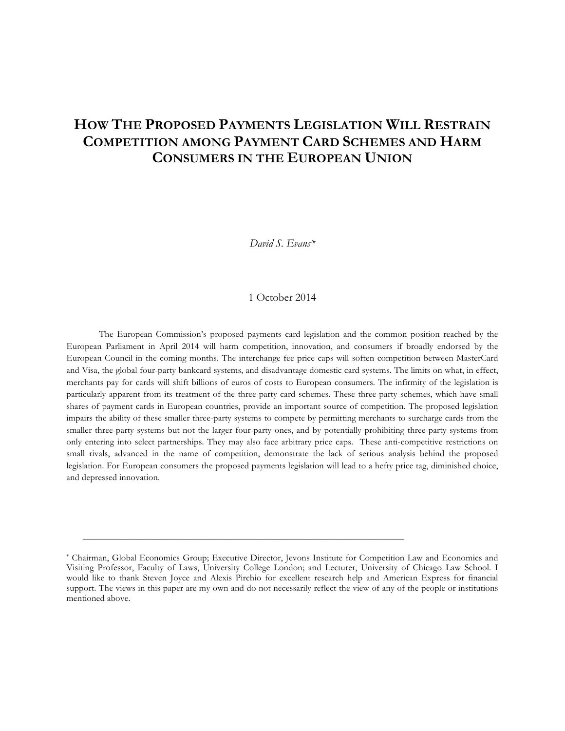# How The Proposed Payments Legislation Will Restrain Competition among Payment Card Schemes and Harm Consumers in the European Union

*David S. Evans**

1 October 2014

The European Commission's proposed payments card legislation and the common position reached by the European Parliament in April 2014 will harm competition, innovation, and consumers if broadly endorsed by the European Council in the coming months. The interchange fee price caps will soften competition between MasterCard and Visa, the global four-party bankcard systems, and disadvantage domestic card systems. The limits on what, in effect, merchants pay for cards will shift billions of euros of costs to European consumers. The infirmity of the legislation is particularly apparent from its treatment of the three-party card schemes. These three-party schemes, which have small shares of payment cards in European countries, provide an important source of competition. The proposed legislation impairs the ability of these smaller three-party systems to compete by permitting merchants to surcharge cards from the smaller three-party systems but not the larger four-party ones, and by potentially prohibiting three-party systems from only entering into select partnerships. They may also face arbitrary price caps. These anti-competitive restrictions on small rivals, advanced in the name of competition, demonstrate the lack of serious analysis behind the proposed legislation. For European consumers the proposed payments legislation will lead to a hefty price tag, diminished choice, and depressed innovation.

---

* Chairman, Global Economics Group; Executive Director, Jevons Institute for Competition Law and Economics and Visiting Professor, Faculty of Laws, University College London; and Lecturer, University of Chicago Law School. I would like to thank Steven Joyce and Alexis Pirchio for excellent research help and American Express for financial support. The views in this paper are my own and do not necessarily reflect the view of any of the people or institutions mentioned above.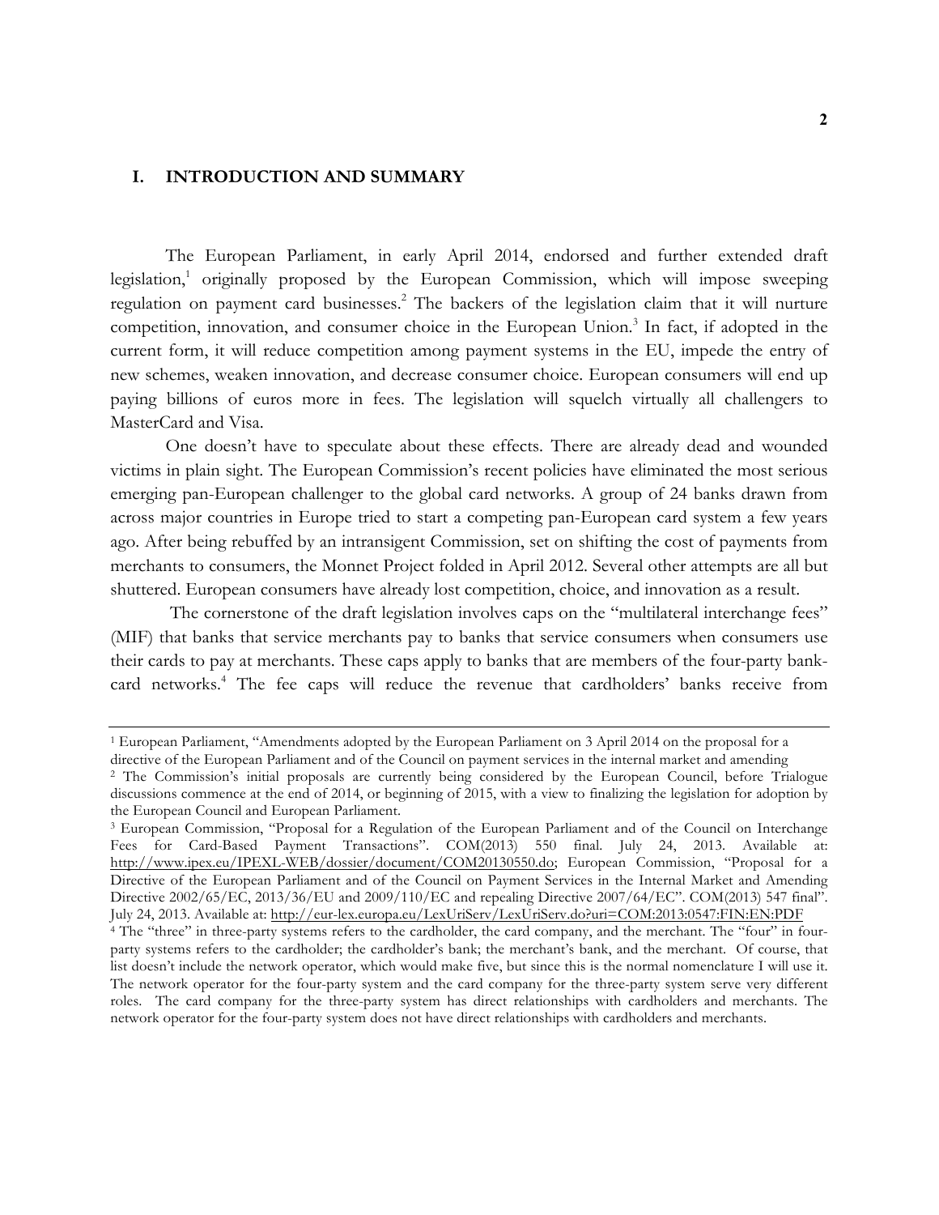## I. INTRODUCTION AND SUMMARY

The European Parliament, in early April 2014, endorsed and further extended draft legislation,[1] originally proposed by the European Commission, which will impose sweeping regulation on payment card businesses.[2] The backers of the legislation claim that it will nurture competition, innovation, and consumer choice in the European Union.[3] In fact, if adopted in the current form, it will reduce competition among payment systems in the EU, impede the entry of new schemes, weaken innovation, and decrease consumer choice. European consumers will end up paying billions of euros more in fees. The legislation will squelch virtually all challengers to MasterCard and Visa.

One doesn't have to speculate about these effects. There are already dead and wounded victims in plain sight. The European Commission's recent policies have eliminated the most serious emerging pan-European challenger to the global card networks. A group of 24 banks drawn from across major countries in Europe tried to start a competing pan-European card system a few years ago. After being rebuffed by an intransigent Commission, set on shifting the cost of payments from merchants to consumers, the Monnet Project folded in April 2012. Several other attempts are all but shuttered. European consumers have already lost competition, choice, and innovation as a result.

The cornerstone of the draft legislation involves caps on the "multilateral interchange fees" (MIF) that banks that service merchants pay to banks that service consumers when consumers use their cards to pay at merchants. These caps apply to banks that are members of the four-party bank-card networks.[4] The fee caps will reduce the revenue that cardholders' banks receive from

---

[1] European Parliament, "Amendments adopted by the European Parliament on 3 April 2014 on the proposal for a directive of the European Parliament and of the Council on payment services in the internal market and amending

[2] The Commission's initial proposals are currently being considered by the European Council, before Trialogue discussions commence at the end of 2014, or beginning of 2015, with a view to finalizing the legislation for adoption by the European Council and European Parliament.

[3] European Commission, "Proposal for a Regulation of the European Parliament and of the Council on Interchange Fees for Card-Based Payment Transactions". COM(2013) 550 final. July 24, 2013. Available at: http://www.ipex.eu/IPEXL-WEB/dossier/document/COM20130550.do; European Commission, "Proposal for a Directive of the European Parliament and of the Council on Payment Services in the Internal Market and Amending Directive 2002/65/EC, 2013/36/EU and 2009/110/EC and repealing Directive 2007/64/EC". COM(2013) 547 final". July 24, 2013. Available at: http://eur-lex.europa.eu/LexUriServ/LexUriServ.do?uri=COM:2013:0547:FIN:EN:PDF

[4] The "three" in three-party systems refers to the cardholder, the card company, and the merchant. The "four" in four-party systems refers to the cardholder; the cardholder's bank; the merchant's bank, and the merchant. Of course, that list doesn't include the network operator, which would make five, but since this is the normal nomenclature I will use it. The network operator for the four-party system and the card company for the three-party system serve very different roles. The card company for the three-party system has direct relationships with cardholders and merchants. The network operator for the four-party system does not have direct relationships with cardholders and merchants.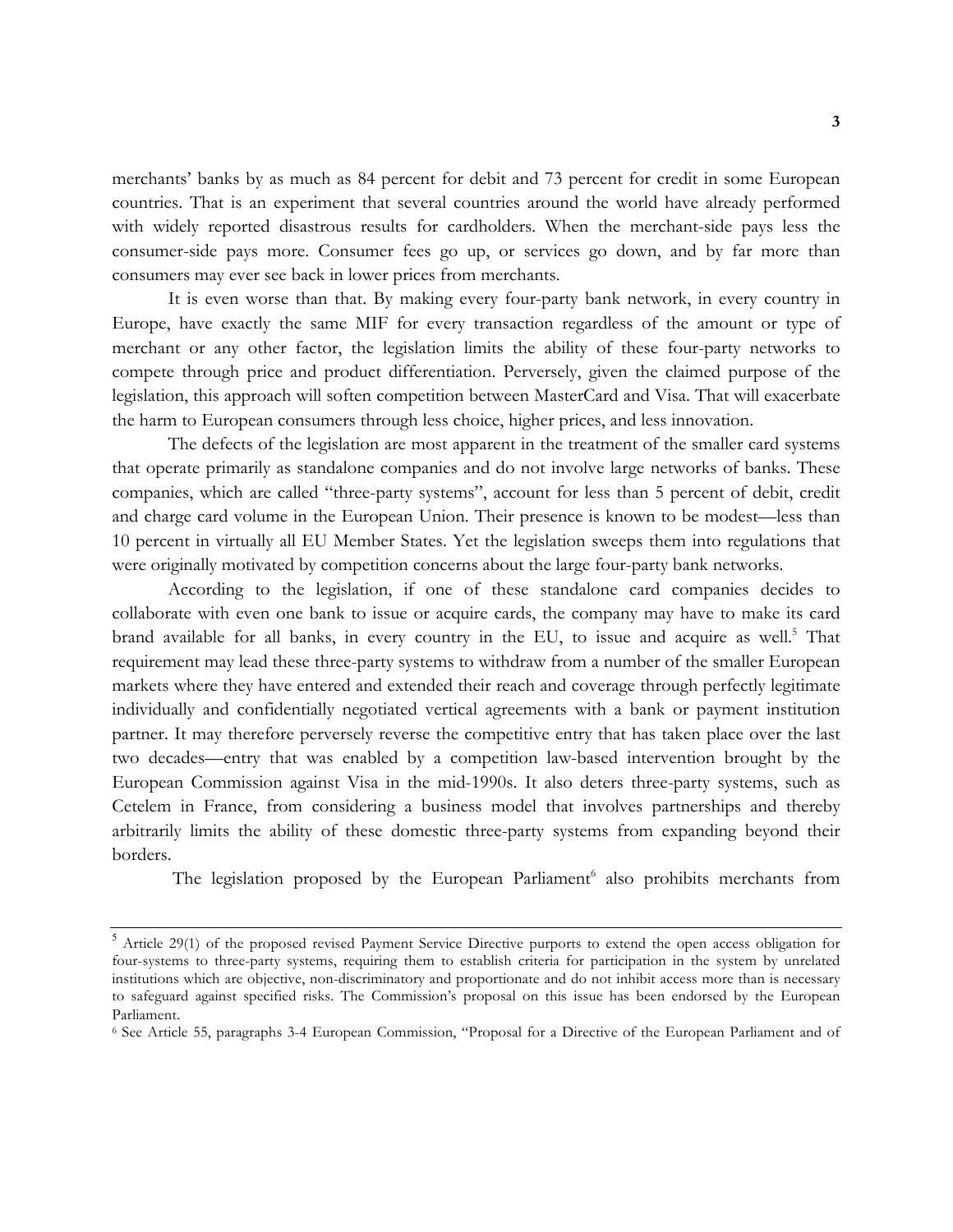merchants' banks by as much as 84 percent for debit and 73 percent for credit in some European countries. That is an experiment that several countries around the world have already performed with widely reported disastrous results for cardholders. When the merchant-side pays less the consumer-side pays more. Consumer fees go up, or services go down, and by far more than consumers may ever see back in lower prices from merchants.

It is even worse than that. By making every four-party bank network, in every country in Europe, have exactly the same MIF for every transaction regardless of the amount or type of merchant or any other factor, the legislation limits the ability of these four-party networks to compete through price and product differentiation. Perversely, given the claimed purpose of the legislation, this approach will soften competition between MasterCard and Visa. That will exacerbate the harm to European consumers through less choice, higher prices, and less innovation.

The defects of the legislation are most apparent in the treatment of the smaller card systems that operate primarily as standalone companies and do not involve large networks of banks. These companies, which are called "three-party systems", account for less than 5 percent of debit, credit and charge card volume in the European Union. Their presence is known to be modest—less than 10 percent in virtually all EU Member States. Yet the legislation sweeps them into regulations that were originally motivated by competition concerns about the large four-party bank networks.

According to the legislation, if one of these standalone card companies decides to collaborate with even one bank to issue or acquire cards, the company may have to make its card brand available for all banks, in every country in the EU, to issue and acquire as well.[5] That requirement may lead these three-party systems to withdraw from a number of the smaller European markets where they have entered and extended their reach and coverage through perfectly legitimate individually and confidentially negotiated vertical agreements with a bank or payment institution partner. It may therefore perversely reverse the competitive entry that has taken place over the last two decades—entry that was enabled by a competition law-based intervention brought by the European Commission against Visa in the mid-1990s. It also deters three-party systems, such as Cetelem in France, from considering a business model that involves partnerships and thereby arbitrarily limits the ability of these domestic three-party systems from expanding beyond their borders.

The legislation proposed by the European Parliament[6] also prohibits merchants from

---

[5] Article 29(1) of the proposed revised Payment Service Directive purports to extend the open access obligation for four-systems to three-party systems, requiring them to establish criteria for participation in the system by unrelated institutions which are objective, non-discriminatory and proportionate and do not inhibit access more than is necessary to safeguard against specified risks. The Commission's proposal on this issue has been endorsed by the European Parliament.

[6] See Article 55, paragraphs 3-4 European Commission, "Proposal for a Directive of the European Parliament and of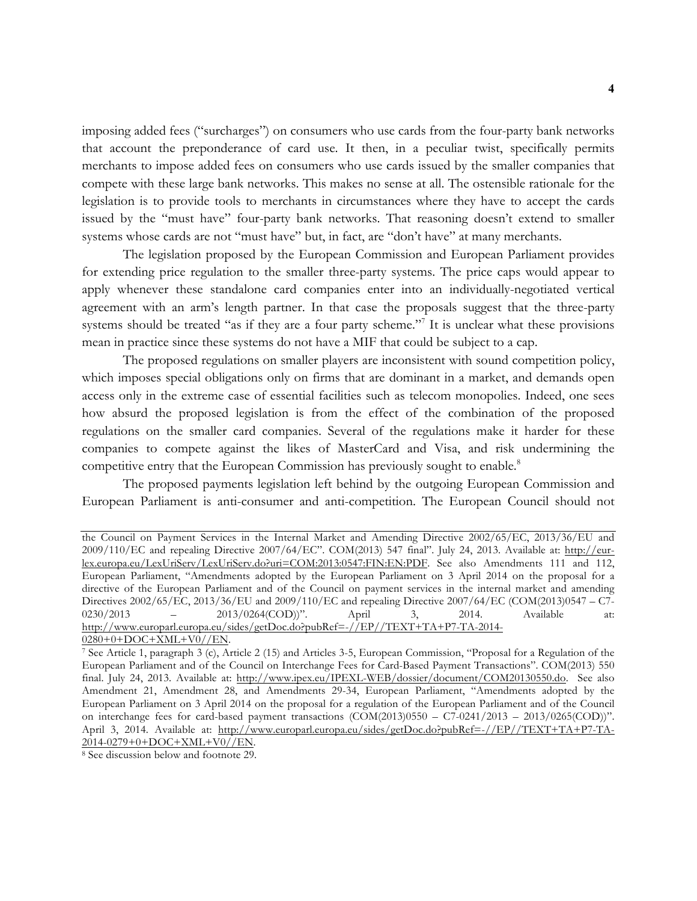imposing added fees ("surcharges") on consumers who use cards from the four-party bank networks that account the preponderance of card use. It then, in a peculiar twist, specifically permits merchants to impose added fees on consumers who use cards issued by the smaller companies that compete with these large bank networks. This makes no sense at all. The ostensible rationale for the legislation is to provide tools to merchants in circumstances where they have to accept the cards issued by the "must have" four-party bank networks. That reasoning doesn't extend to smaller systems whose cards are not "must have" but, in fact, are "don't have" at many merchants.

The legislation proposed by the European Commission and European Parliament provides for extending price regulation to the smaller three-party systems. The price caps would appear to apply whenever these standalone card companies enter into an individually-negotiated vertical agreement with an arm's length partner. In that case the proposals suggest that the three-party systems should be treated "as if they are a four party scheme."[7] It is unclear what these provisions mean in practice since these systems do not have a MIF that could be subject to a cap.

The proposed regulations on smaller players are inconsistent with sound competition policy, which imposes special obligations only on firms that are dominant in a market, and demands open access only in the extreme case of essential facilities such as telecom monopolies. Indeed, one sees how absurd the proposed legislation is from the effect of the combination of the proposed regulations on the smaller card companies. Several of the regulations make it harder for these companies to compete against the likes of MasterCard and Visa, and risk undermining the competitive entry that the European Commission has previously sought to enable.[8]

The proposed payments legislation left behind by the outgoing European Commission and European Parliament is anti-consumer and anti-competition. The European Council should not

---

the Council on Payment Services in the Internal Market and Amending Directive 2002/65/EC, 2013/36/EU and 2009/110/EC and repealing Directive 2007/64/EC". COM(2013) 547 final". July 24, 2013. Available at: http://eur-lex.europa.eu/LexUriServ/LexUriServ.do?uri=COM:2013:0547:FIN:EN:PDF. See also Amendments 111 and 112, European Parliament, "Amendments adopted by the European Parliament on 3 April 2014 on the proposal for a directive of the European Parliament and of the Council on payment services in the internal market and amending Directives 2002/65/EC, 2013/36/EU and 2009/110/EC and repealing Directive 2007/64/EC (COM(2013)0547 – C7-0230/2013 – 2013/0264(COD))". April 3, 2014. Available at: http://www.europarl.europa.eu/sides/getDoc.do?pubRef=-//EP//TEXT+TA+P7-TA-2014-0280+0+DOC+XML+V0//EN.

[7] See Article 1, paragraph 3 (c), Article 2 (15) and Articles 3-5, European Commission, "Proposal for a Regulation of the European Parliament and of the Council on Interchange Fees for Card-Based Payment Transactions". COM(2013) 550 final. July 24, 2013. Available at: http://www.ipex.eu/IPEXL-WEB/dossier/document/COM20130550.do. See also Amendment 21, Amendment 28, and Amendments 29-34, European Parliament, "Amendments adopted by the European Parliament on 3 April 2014 on the proposal for a regulation of the European Parliament and of the Council on interchange fees for card-based payment transactions (COM(2013)0550 – C7-0241/2013 – 2013/0265(COD))". April 3, 2014. Available at: http://www.europarl.europa.eu/sides/getDoc.do?pubRef=-//EP//TEXT+TA+P7-TA-2014-0279+0+DOC+XML+V0//EN.

[8] See discussion below and footnote 29.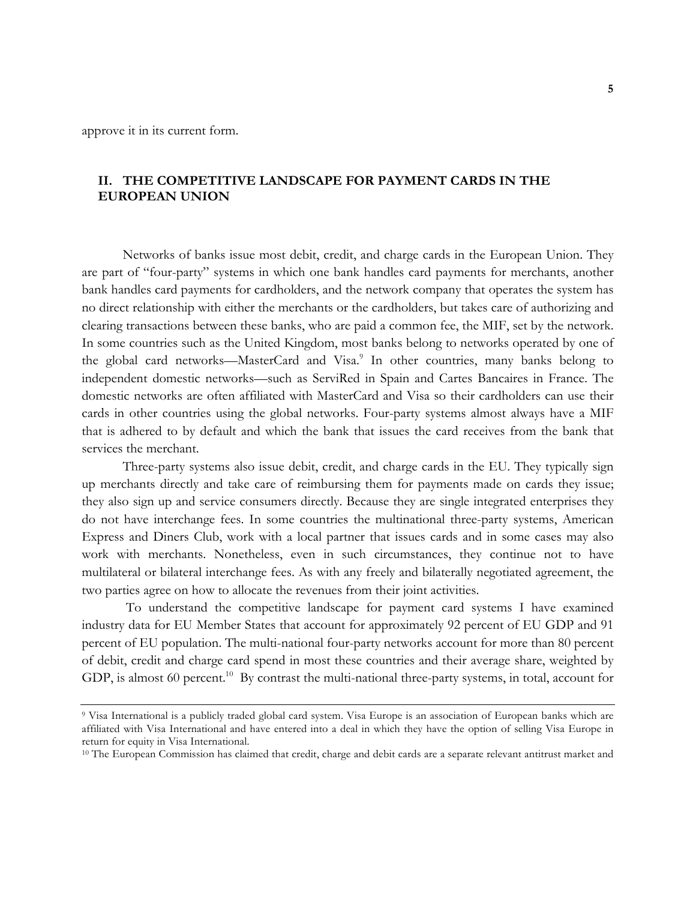approve it in its current form.

## II. THE COMPETITIVE LANDSCAPE FOR PAYMENT CARDS IN THE EUROPEAN UNION

Networks of banks issue most debit, credit, and charge cards in the European Union. They are part of "four-party" systems in which one bank handles card payments for merchants, another bank handles card payments for cardholders, and the network company that operates the system has no direct relationship with either the merchants or the cardholders, but takes care of authorizing and clearing transactions between these banks, who are paid a common fee, the MIF, set by the network. In some countries such as the United Kingdom, most banks belong to networks operated by one of the global card networks—MasterCard and Visa.[9] In other countries, many banks belong to independent domestic networks—such as ServiRed in Spain and Cartes Bancaires in France. The domestic networks are often affiliated with MasterCard and Visa so their cardholders can use their cards in other countries using the global networks. Four-party systems almost always have a MIF that is adhered to by default and which the bank that issues the card receives from the bank that services the merchant.

Three-party systems also issue debit, credit, and charge cards in the EU. They typically sign up merchants directly and take care of reimbursing them for payments made on cards they issue; they also sign up and service consumers directly. Because they are single integrated enterprises they do not have interchange fees. In some countries the multinational three-party systems, American Express and Diners Club, work with a local partner that issues cards and in some cases may also work with merchants. Nonetheless, even in such circumstances, they continue not to have multilateral or bilateral interchange fees. As with any freely and bilaterally negotiated agreement, the two parties agree on how to allocate the revenues from their joint activities.

To understand the competitive landscape for payment card systems I have examined industry data for EU Member States that account for approximately 92 percent of EU GDP and 91 percent of EU population. The multi-national four-party networks account for more than 80 percent of debit, credit and charge card spend in most these countries and their average share, weighted by GDP, is almost 60 percent.[10] By contrast the multi-national three-party systems, in total, account for

---

[9] Visa International is a publicly traded global card system. Visa Europe is an association of European banks which are affiliated with Visa International and have entered into a deal in which they have the option of selling Visa Europe in return for equity in Visa International.

[10] The European Commission has claimed that credit, charge and debit cards are a separate relevant antitrust market and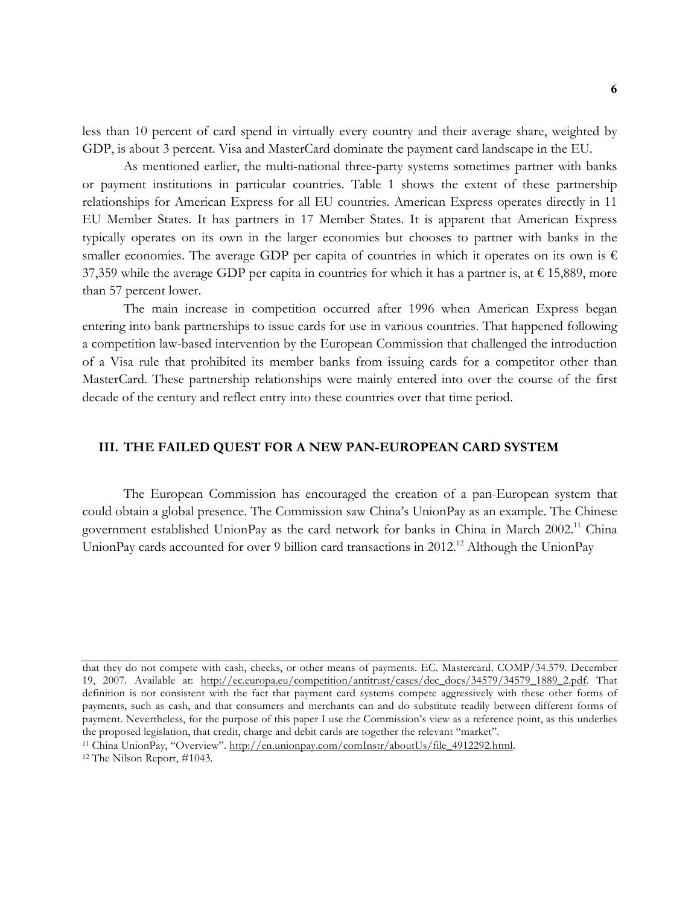less than 10 percent of card spend in virtually every country and their average share, weighted by GDP, is about 3 percent. Visa and MasterCard dominate the payment card landscape in the EU.

As mentioned earlier, the multi-national three-party systems sometimes partner with banks or payment institutions in particular countries. Table 1 shows the extent of these partnership relationships for American Express for all EU countries. American Express operates directly in 11 EU Member States. It has partners in 17 Member States. It is apparent that American Express typically operates on its own in the larger economies but chooses to partner with banks in the smaller economies. The average GDP per capita of countries in which it operates on its own is € 37,359 while the average GDP per capita in countries for which it has a partner is, at € 15,889, more than 57 percent lower.

The main increase in competition occurred after 1996 when American Express began entering into bank partnerships to issue cards for use in various countries. That happened following a competition law-based intervention by the European Commission that challenged the introduction of a Visa rule that prohibited its member banks from issuing cards for a competitor other than MasterCard. These partnership relationships were mainly entered into over the course of the first decade of the century and reflect entry into these countries over that time period.

## III. THE FAILED QUEST FOR A NEW PAN-EUROPEAN CARD SYSTEM

The European Commission has encouraged the creation of a pan-European system that could obtain a global presence. The Commission saw China's UnionPay as an example. The Chinese government established UnionPay as the card network for banks in China in March 2002.[11] China UnionPay cards accounted for over 9 billion card transactions in 2012.[12] Although the UnionPay

---

that they do not compete with cash, checks, or other means of payments. EC. Mastercard. COMP/34.579. December 19, 2007. Available at: http://ec.europa.eu/competition/antitrust/cases/dec_docs/34579/34579_1889_2.pdf. That definition is not consistent with the fact that payment card systems compete aggressively with these other forms of payments, such as cash, and that consumers and merchants can and do substitute readily between different forms of payment. Nevertheless, for the purpose of this paper I use the Commission's view as a reference point, as this underlies the proposed legislation, that credit, charge and debit cards are together the relevant "market".

[11] China UnionPay, "Overview". http://en.unionpay.com/comInstr/aboutUs/file_4912292.html.

[12] The Nilson Report, #1043.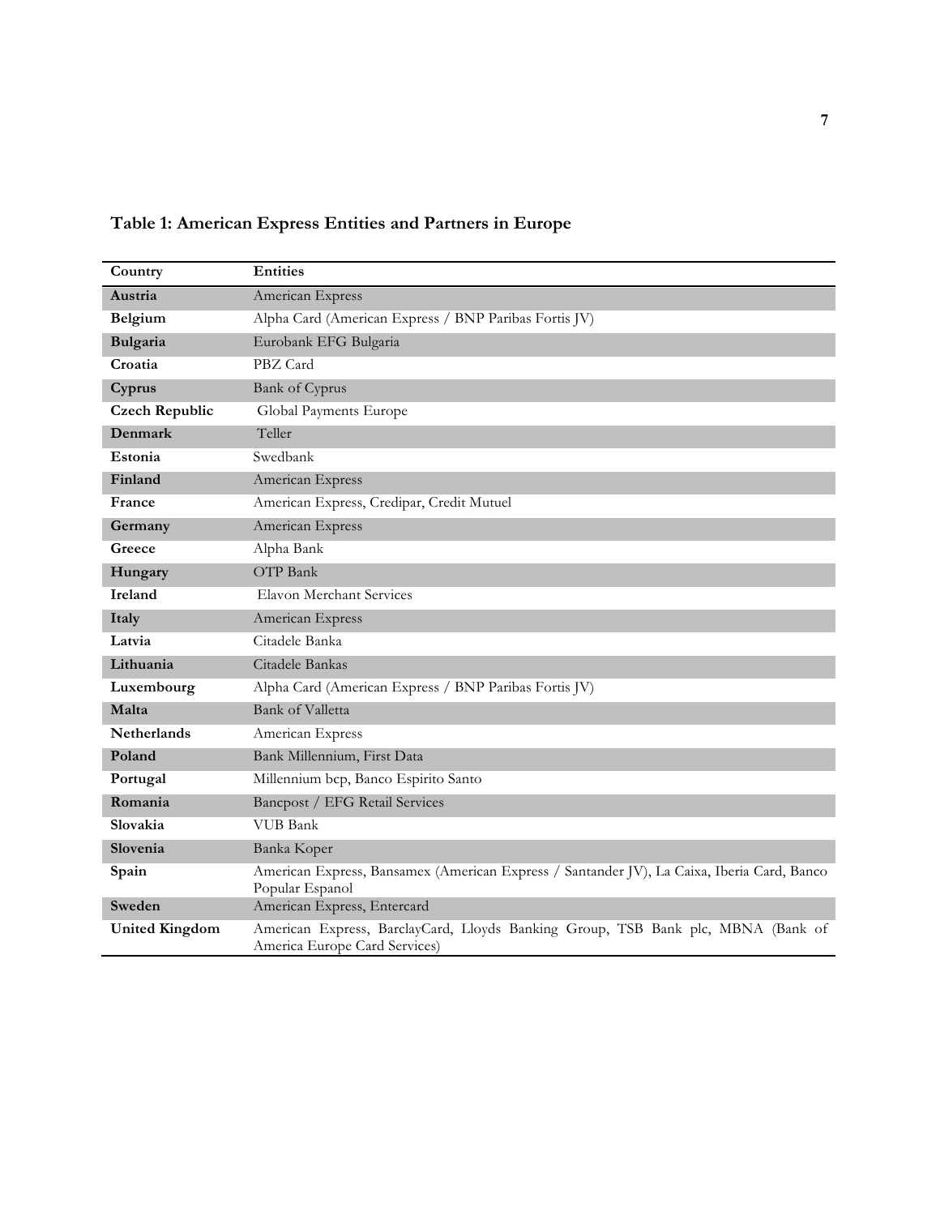**Table 1: American Express Entities and Partners in Europe**

| Country | Entities |
|---|---|
| **Austria** | American Express |
| **Belgium** | Alpha Card (American Express / BNP Paribas Fortis JV) |
| **Bulgaria** | Eurobank EFG Bulgaria |
| **Croatia** | PBZ Card |
| **Cyprus** | Bank of Cyprus |
| **Czech Republic** | Global Payments Europe |
| **Denmark** | Teller |
| **Estonia** | Swedbank |
| **Finland** | American Express |
| **France** | American Express, Credipar, Credit Mutuel |
| **Germany** | American Express |
| **Greece** | Alpha Bank |
| **Hungary** | OTP Bank |
| **Ireland** | Elavon Merchant Services |
| **Italy** | American Express |
| **Latvia** | Citadele Banka |
| **Lithuania** | Citadele Bankas |
| **Luxembourg** | Alpha Card (American Express / BNP Paribas Fortis JV) |
| **Malta** | Bank of Valletta |
| **Netherlands** | American Express |
| **Poland** | Bank Millennium, First Data |
| **Portugal** | Millennium bcp, Banco Espirito Santo |
| **Romania** | Bancpost / EFG Retail Services |
| **Slovakia** | VUB Bank |
| **Slovenia** | Banka Koper |
| **Spain** | American Express, Bansamex (American Express / Santander JV), La Caixa, Iberia Card, Banco Popular Espanol |
| **Sweden** | American Express, Entercard |
| **United Kingdom** | American Express, BarclayCard, Lloyds Banking Group, TSB Bank plc, MBNA (Bank of America Europe Card Services) |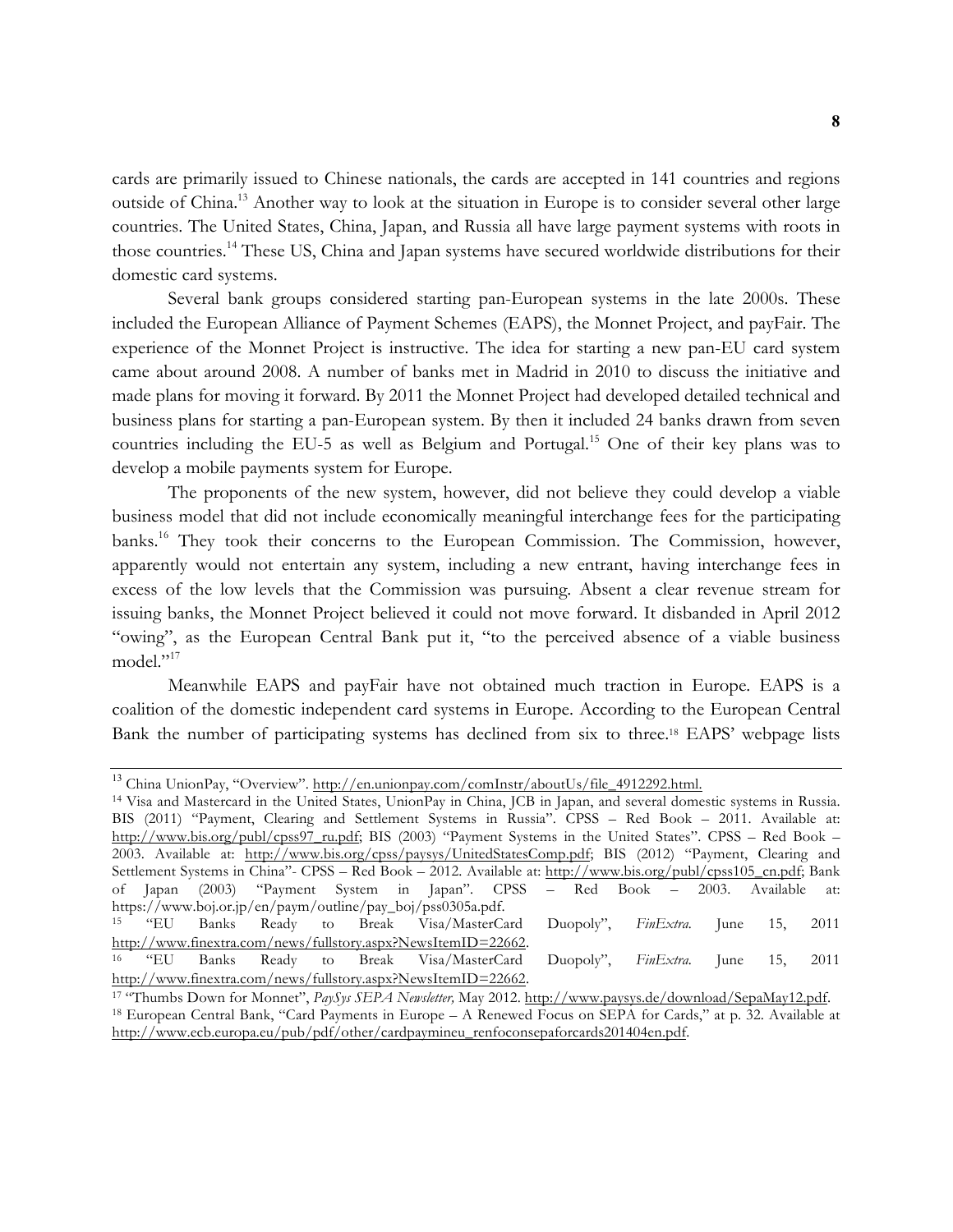cards are primarily issued to Chinese nationals, the cards are accepted in 141 countries and regions outside of China.[13] Another way to look at the situation in Europe is to consider several other large countries. The United States, China, Japan, and Russia all have large payment systems with roots in those countries.[14] These US, China and Japan systems have secured worldwide distributions for their domestic card systems.

Several bank groups considered starting pan-European systems in the late 2000s. These included the European Alliance of Payment Schemes (EAPS), the Monnet Project, and payFair. The experience of the Monnet Project is instructive. The idea for starting a new pan-EU card system came about around 2008. A number of banks met in Madrid in 2010 to discuss the initiative and made plans for moving it forward. By 2011 the Monnet Project had developed detailed technical and business plans for starting a pan-European system. By then it included 24 banks drawn from seven countries including the EU-5 as well as Belgium and Portugal.[15] One of their key plans was to develop a mobile payments system for Europe.

The proponents of the new system, however, did not believe they could develop a viable business model that did not include economically meaningful interchange fees for the participating banks.[16] They took their concerns to the European Commission. The Commission, however, apparently would not entertain any system, including a new entrant, having interchange fees in excess of the low levels that the Commission was pursuing. Absent a clear revenue stream for issuing banks, the Monnet Project believed it could not move forward. It disbanded in April 2012 "owing", as the European Central Bank put it, "to the perceived absence of a viable business model."[17]

Meanwhile EAPS and payFair have not obtained much traction in Europe. EAPS is a coalition of the domestic independent card systems in Europe. According to the European Central Bank the number of participating systems has declined from six to three.[18] EAPS' webpage lists

---

[13] China UnionPay, "Overview". http://en.unionpay.com/comInstr/aboutUs/file_4912292.html.

[14] Visa and Mastercard in the United States, UnionPay in China, JCB in Japan, and several domestic systems in Russia. BIS (2011) "Payment, Clearing and Settlement Systems in Russia". CPSS – Red Book – 2011. Available at: http://www.bis.org/publ/cpss97_ru.pdf; BIS (2003) "Payment Systems in the United States". CPSS – Red Book – 2003. Available at: http://www.bis.org/cpss/paysys/UnitedStatesComp.pdf; BIS (2012) "Payment, Clearing and Settlement Systems in China"- CPSS – Red Book – 2012. Available at: http://www.bis.org/publ/cpss105_cn.pdf; Bank of Japan (2003) "Payment System in Japan". CPSS – Red Book – 2003. Available at: https://www.boj.or.jp/en/paym/outline/pay_boj/pss0305a.pdf.

[15] "EU Banks Ready to Break Visa/MasterCard Duopoly", *FinExtra.* June 15, 2011 http://www.finextra.com/news/fullstory.aspx?NewsItemID=22662.

[16] "EU Banks Ready to Break Visa/MasterCard Duopoly", *FinExtra.* June 15, 2011 http://www.finextra.com/news/fullstory.aspx?NewsItemID=22662.

[17] "Thumbs Down for Monnet", *PaySys SEPA Newsletter,* May 2012. http://www.paysys.de/download/SepaMay12.pdf.

[18] European Central Bank, "Card Payments in Europe – A Renewed Focus on SEPA for Cards," at p. 32. Available at http://www.ecb.europa.eu/pub/pdf/other/cardpaymineu_renfoconsepaforcards201404en.pdf.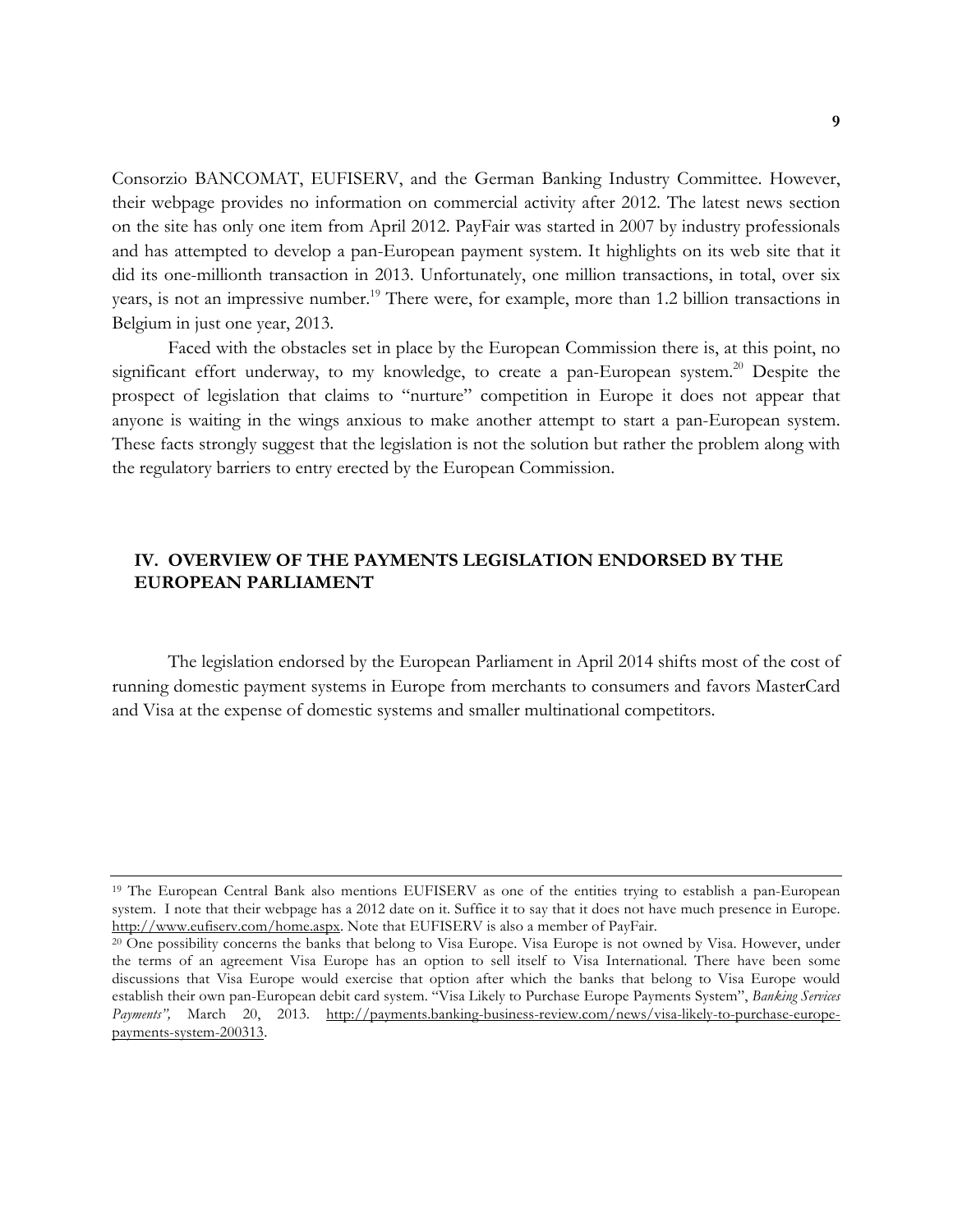Consorzio BANCOMAT, EUFISERV, and the German Banking Industry Committee. However, their webpage provides no information on commercial activity after 2012. The latest news section on the site has only one item from April 2012. PayFair was started in 2007 by industry professionals and has attempted to develop a pan-European payment system. It highlights on its web site that it did its one-millionth transaction in 2013. Unfortunately, one million transactions, in total, over six years, is not an impressive number.[19] There were, for example, more than 1.2 billion transactions in Belgium in just one year, 2013.

Faced with the obstacles set in place by the European Commission there is, at this point, no significant effort underway, to my knowledge, to create a pan-European system.[20] Despite the prospect of legislation that claims to "nurture" competition in Europe it does not appear that anyone is waiting in the wings anxious to make another attempt to start a pan-European system. These facts strongly suggest that the legislation is not the solution but rather the problem along with the regulatory barriers to entry erected by the European Commission.

## IV. OVERVIEW OF THE PAYMENTS LEGISLATION ENDORSED BY THE EUROPEAN PARLIAMENT

The legislation endorsed by the European Parliament in April 2014 shifts most of the cost of running domestic payment systems in Europe from merchants to consumers and favors MasterCard and Visa at the expense of domestic systems and smaller multinational competitors.

---

[19] The European Central Bank also mentions EUFISERV as one of the entities trying to establish a pan-European system. I note that their webpage has a 2012 date on it. Suffice it to say that it does not have much presence in Europe. http://www.eufiserv.com/home.aspx. Note that EUFISERV is also a member of PayFair.

[20] One possibility concerns the banks that belong to Visa Europe. Visa Europe is not owned by Visa. However, under the terms of an agreement Visa Europe has an option to sell itself to Visa International. There have been some discussions that Visa Europe would exercise that option after which the banks that belong to Visa Europe would establish their own pan-European debit card system. "Visa Likely to Purchase Europe Payments System", *Banking Services Payments",* March 20, 2013. http://payments.banking-business-review.com/news/visa-likely-to-purchase-europe-payments-system-200313.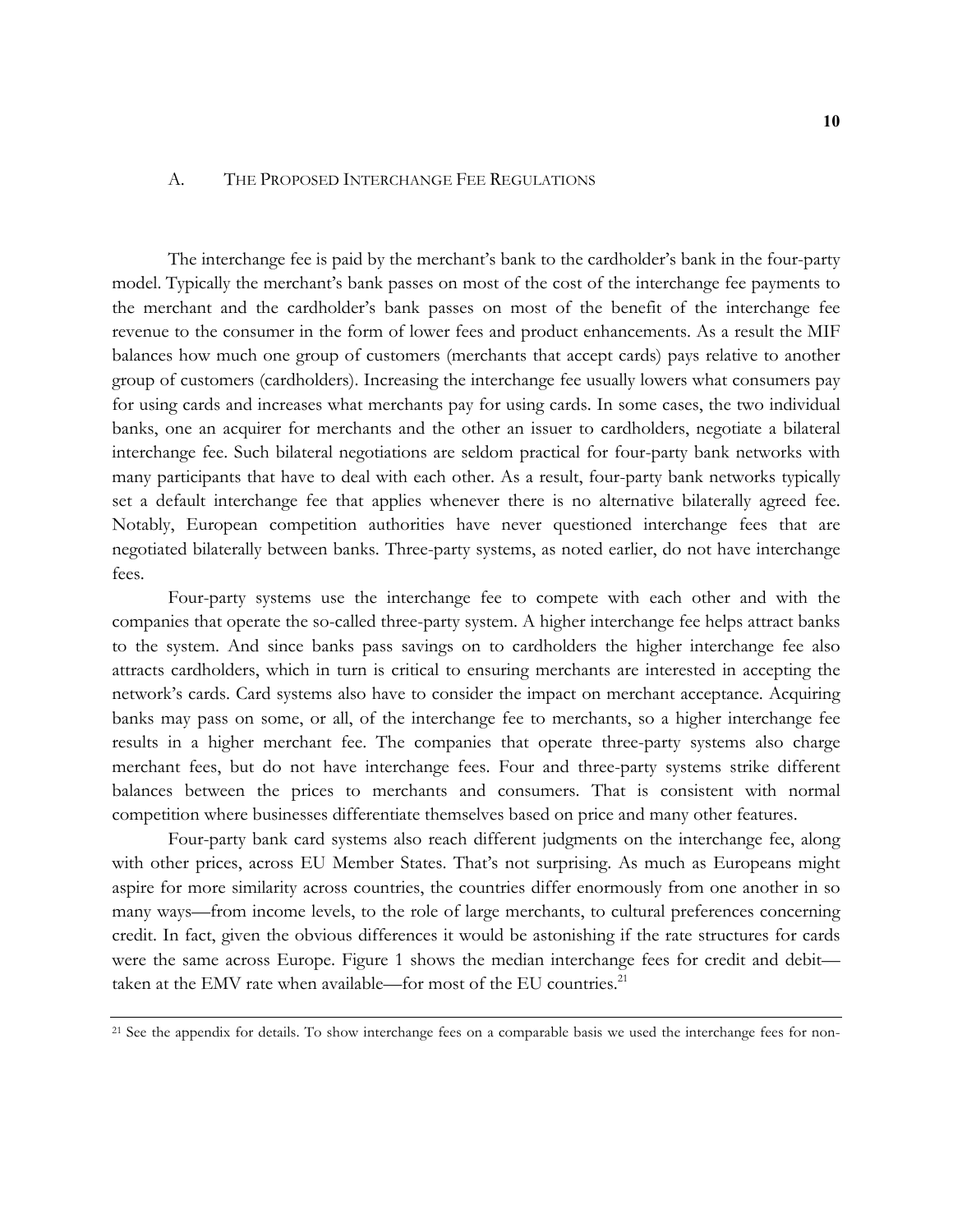## A. THE PROPOSED INTERCHANGE FEE REGULATIONS

The interchange fee is paid by the merchant's bank to the cardholder's bank in the four-party model. Typically the merchant's bank passes on most of the cost of the interchange fee payments to the merchant and the cardholder's bank passes on most of the benefit of the interchange fee revenue to the consumer in the form of lower fees and product enhancements. As a result the MIF balances how much one group of customers (merchants that accept cards) pays relative to another group of customers (cardholders). Increasing the interchange fee usually lowers what consumers pay for using cards and increases what merchants pay for using cards. In some cases, the two individual banks, one an acquirer for merchants and the other an issuer to cardholders, negotiate a bilateral interchange fee. Such bilateral negotiations are seldom practical for four-party bank networks with many participants that have to deal with each other. As a result, four-party bank networks typically set a default interchange fee that applies whenever there is no alternative bilaterally agreed fee. Notably, European competition authorities have never questioned interchange fees that are negotiated bilaterally between banks. Three-party systems, as noted earlier, do not have interchange fees.

Four-party systems use the interchange fee to compete with each other and with the companies that operate the so-called three-party system. A higher interchange fee helps attract banks to the system. And since banks pass savings on to cardholders the higher interchange fee also attracts cardholders, which in turn is critical to ensuring merchants are interested in accepting the network's cards. Card systems also have to consider the impact on merchant acceptance. Acquiring banks may pass on some, or all, of the interchange fee to merchants, so a higher interchange fee results in a higher merchant fee. The companies that operate three-party systems also charge merchant fees, but do not have interchange fees. Four and three-party systems strike different balances between the prices to merchants and consumers. That is consistent with normal competition where businesses differentiate themselves based on price and many other features.

Four-party bank card systems also reach different judgments on the interchange fee, along with other prices, across EU Member States. That's not surprising. As much as Europeans might aspire for more similarity across countries, the countries differ enormously from one another in so many ways—from income levels, to the role of large merchants, to cultural preferences concerning credit. In fact, given the obvious differences it would be astonishing if the rate structures for cards were the same across Europe. Figure 1 shows the median interchange fees for credit and debit—taken at the EMV rate when available—for most of the EU countries.[21]

---

[21] See the appendix for details. To show interchange fees on a comparable basis we used the interchange fees for non-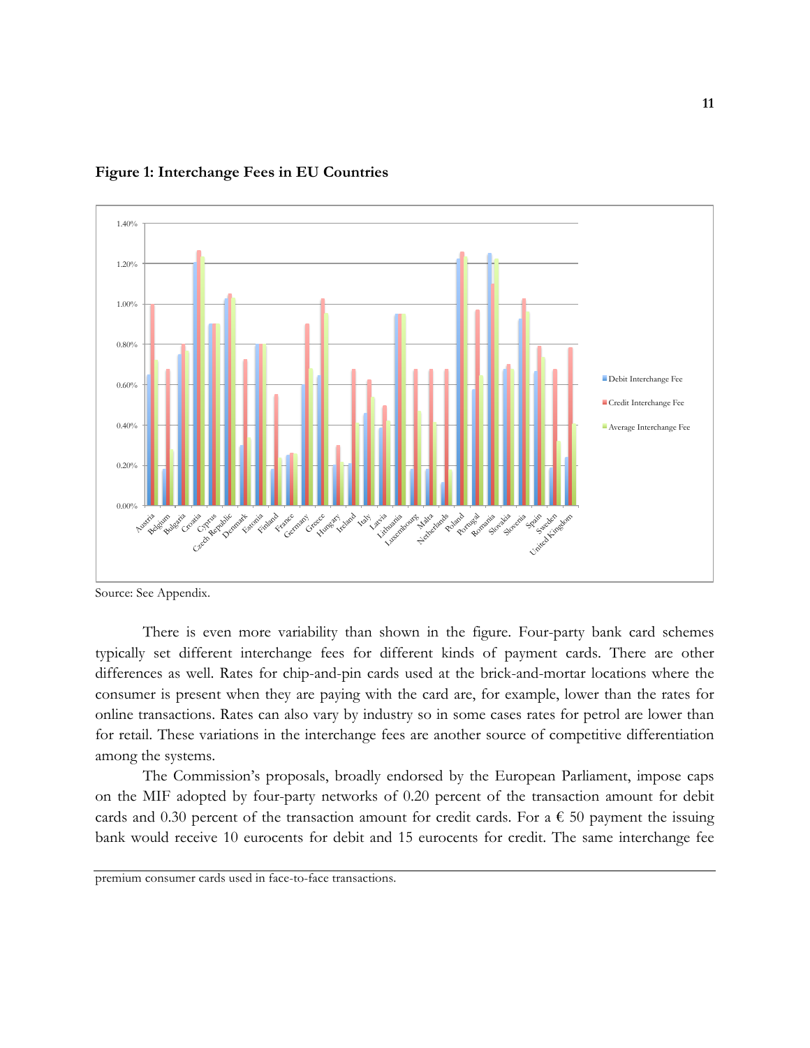**Figure 1: Interchange Fees in EU Countries**

Source: See Appendix.

There is even more variability than shown in the figure. Four-party bank card schemes typically set different interchange fees for different kinds of payment cards. There are other differences as well. Rates for chip-and-pin cards used at the brick-and-mortar locations where the consumer is present when they are paying with the card are, for example, lower than the rates for online transactions. Rates can also vary by industry so in some cases rates for petrol are lower than for retail. These variations in the interchange fees are another source of competitive differentiation among the systems.

The Commission's proposals, broadly endorsed by the European Parliament, impose caps on the MIF adopted by four-party networks of 0.20 percent of the transaction amount for debit cards and 0.30 percent of the transaction amount for credit cards. For a € 50 payment the issuing bank would receive 10 eurocents for debit and 15 eurocents for credit. The same interchange fee

premium consumer cards used in face-to-face transactions.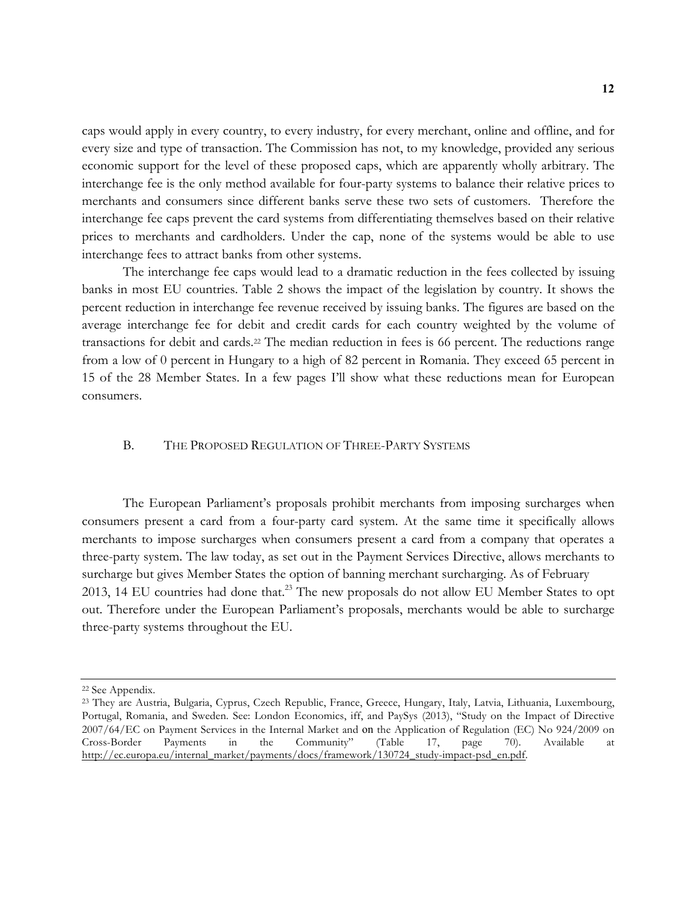caps would apply in every country, to every industry, for every merchant, online and offline, and for every size and type of transaction. The Commission has not, to my knowledge, provided any serious economic support for the level of these proposed caps, which are apparently wholly arbitrary. The interchange fee is the only method available for four-party systems to balance their relative prices to merchants and consumers since different banks serve these two sets of customers. Therefore the interchange fee caps prevent the card systems from differentiating themselves based on their relative prices to merchants and cardholders. Under the cap, none of the systems would be able to use interchange fees to attract banks from other systems.

The interchange fee caps would lead to a dramatic reduction in the fees collected by issuing banks in most EU countries. Table 2 shows the impact of the legislation by country. It shows the percent reduction in interchange fee revenue received by issuing banks. The figures are based on the average interchange fee for debit and credit cards for each country weighted by the volume of transactions for debit and cards.[22] The median reduction in fees is 66 percent. The reductions range from a low of 0 percent in Hungary to a high of 82 percent in Romania. They exceed 65 percent in 15 of the 28 Member States. In a few pages I'll show what these reductions mean for European consumers.

## B. THE PROPOSED REGULATION OF THREE-PARTY SYSTEMS

The European Parliament's proposals prohibit merchants from imposing surcharges when consumers present a card from a four-party card system. At the same time it specifically allows merchants to impose surcharges when consumers present a card from a company that operates a three-party system. The law today, as set out in the Payment Services Directive, allows merchants to surcharge but gives Member States the option of banning merchant surcharging. As of February 2013, 14 EU countries had done that.[23] The new proposals do not allow EU Member States to opt out. Therefore under the European Parliament's proposals, merchants would be able to surcharge three-party systems throughout the EU.

---

[22] See Appendix.

[23] They are Austria, Bulgaria, Cyprus, Czech Republic, France, Greece, Hungary, Italy, Latvia, Lithuania, Luxembourg, Portugal, Romania, and Sweden. See: London Economics, iff, and PaySys (2013), "Study on the Impact of Directive 2007/64/EC on Payment Services in the Internal Market and on the Application of Regulation (EC) No 924/2009 on Cross-Border Payments in the Community" (Table 17, page 70). Available at http://ec.europa.eu/internal_market/payments/docs/framework/130724_study-impact-psd_en.pdf.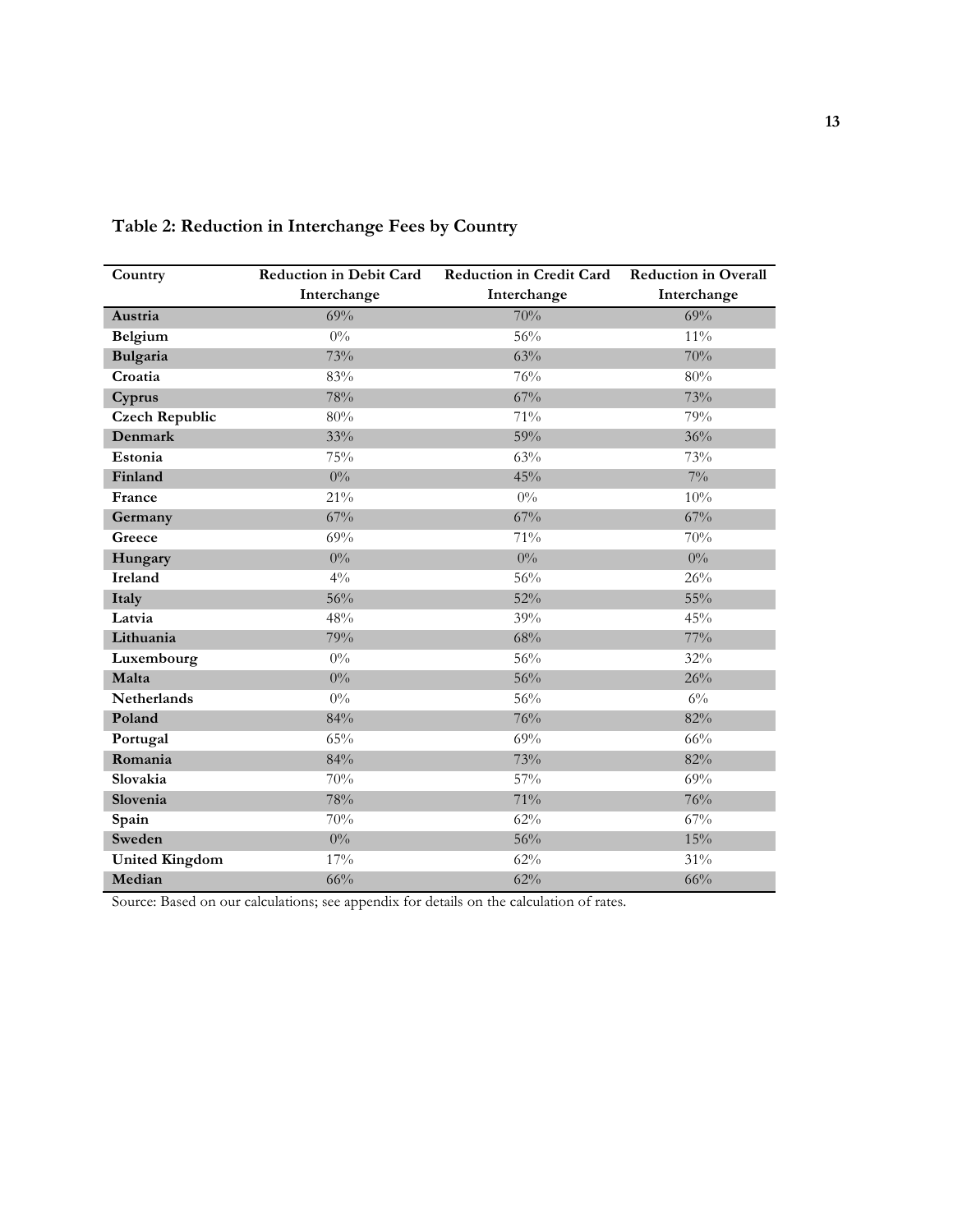**Table 2: Reduction in Interchange Fees by Country**

| Country | Reduction in Debit Card Interchange | Reduction in Credit Card Interchange | Reduction in Overall Interchange |
|---|---|---|---|
| **Austria** | 69% | 70% | 69% |
| **Belgium** | 0% | 56% | 11% |
| **Bulgaria** | 73% | 63% | 70% |
| **Croatia** | 83% | 76% | 80% |
| **Cyprus** | 78% | 67% | 73% |
| **Czech Republic** | 80% | 71% | 79% |
| **Denmark** | 33% | 59% | 36% |
| **Estonia** | 75% | 63% | 73% |
| **Finland** | 0% | 45% | 7% |
| **France** | 21% | 0% | 10% |
| **Germany** | 67% | 67% | 67% |
| **Greece** | 69% | 71% | 70% |
| **Hungary** | 0% | 0% | 0% |
| **Ireland** | 4% | 56% | 26% |
| **Italy** | 56% | 52% | 55% |
| **Latvia** | 48% | 39% | 45% |
| **Lithuania** | 79% | 68% | 77% |
| **Luxembourg** | 0% | 56% | 32% |
| **Malta** | 0% | 56% | 26% |
| **Netherlands** | 0% | 56% | 6% |
| **Poland** | 84% | 76% | 82% |
| **Portugal** | 65% | 69% | 66% |
| **Romania** | 84% | 73% | 82% |
| **Slovakia** | 70% | 57% | 69% |
| **Slovenia** | 78% | 71% | 76% |
| **Spain** | 70% | 62% | 67% |
| **Sweden** | 0% | 56% | 15% |
| **United Kingdom** | 17% | 62% | 31% |
| **Median** | 66% | 62% | 66% |

Source: Based on our calculations; see appendix for details on the calculation of rates.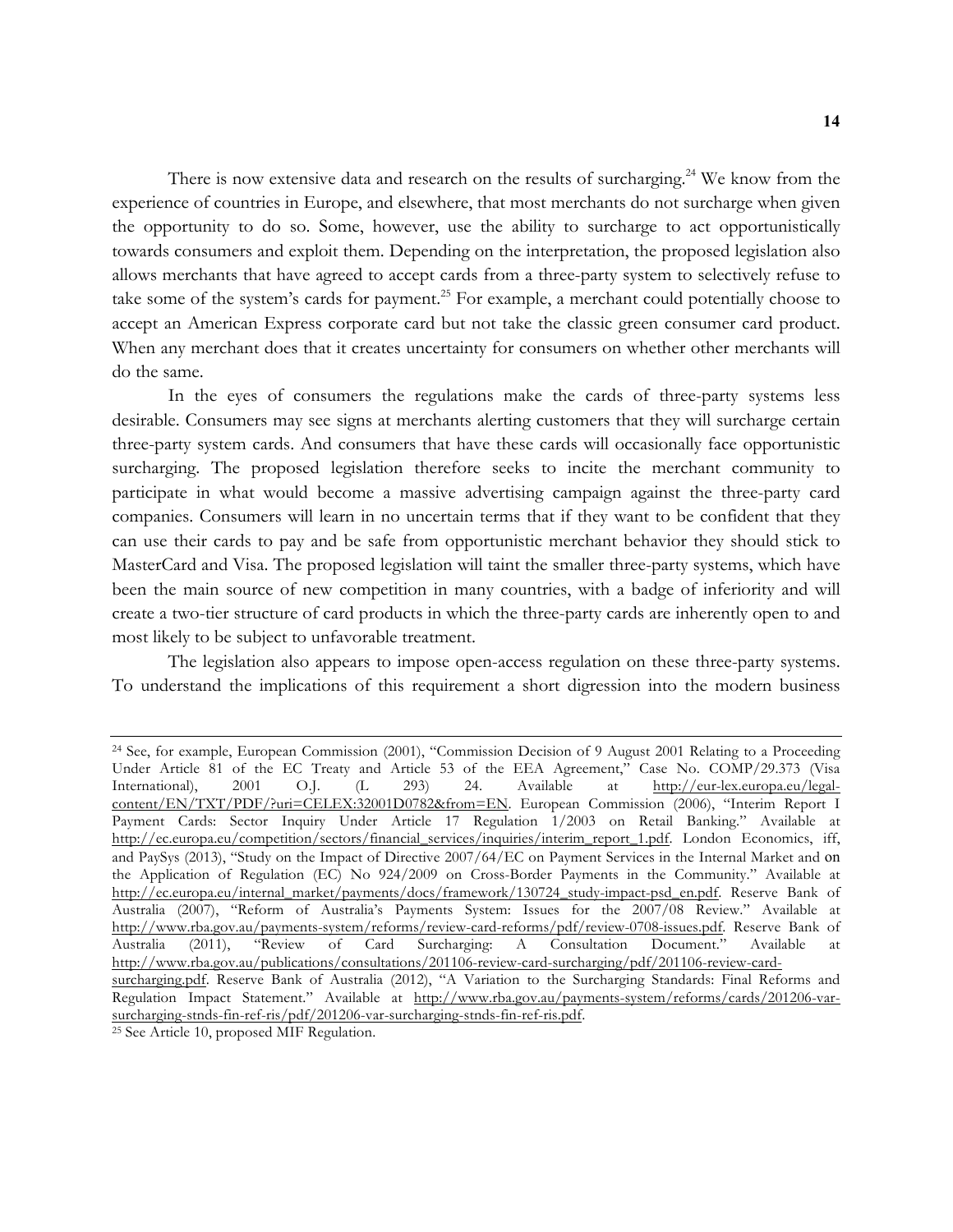There is now extensive data and research on the results of surcharging.[24] We know from the experience of countries in Europe, and elsewhere, that most merchants do not surcharge when given the opportunity to do so. Some, however, use the ability to surcharge to act opportunistically towards consumers and exploit them. Depending on the interpretation, the proposed legislation also allows merchants that have agreed to accept cards from a three-party system to selectively refuse to take some of the system's cards for payment.[25] For example, a merchant could potentially choose to accept an American Express corporate card but not take the classic green consumer card product. When any merchant does that it creates uncertainty for consumers on whether other merchants will do the same.

In the eyes of consumers the regulations make the cards of three-party systems less desirable. Consumers may see signs at merchants alerting customers that they will surcharge certain three-party system cards. And consumers that have these cards will occasionally face opportunistic surcharging. The proposed legislation therefore seeks to incite the merchant community to participate in what would become a massive advertising campaign against the three-party card companies. Consumers will learn in no uncertain terms that if they want to be confident that they can use their cards to pay and be safe from opportunistic merchant behavior they should stick to MasterCard and Visa. The proposed legislation will taint the smaller three-party systems, which have been the main source of new competition in many countries, with a badge of inferiority and will create a two-tier structure of card products in which the three-party cards are inherently open to and most likely to be subject to unfavorable treatment.

The legislation also appears to impose open-access regulation on these three-party systems. To understand the implications of this requirement a short digression into the modern business

---

[24] See, for example, European Commission (2001), "Commission Decision of 9 August 2001 Relating to a Proceeding Under Article 81 of the EC Treaty and Article 53 of the EEA Agreement," Case No. COMP/29.373 (Visa International), 2001 O.J. (L 293) 24. Available at http://eur-lex.europa.eu/legal-content/EN/TXT/PDF/?uri=CELEX:32001D0782&from=EN. European Commission (2006), "Interim Report I Payment Cards: Sector Inquiry Under Article 17 Regulation 1/2003 on Retail Banking." Available at http://ec.europa.eu/competition/sectors/financial_services/inquiries/interim_report_1.pdf. London Economics, iff, and PaySys (2013), "Study on the Impact of Directive 2007/64/EC on Payment Services in the Internal Market and on the Application of Regulation (EC) No 924/2009 on Cross-Border Payments in the Community." Available at http://ec.europa.eu/internal_market/payments/docs/framework/130724_study-impact-psd_en.pdf. Reserve Bank of Australia (2007), "Reform of Australia's Payments System: Issues for the 2007/08 Review." Available at http://www.rba.gov.au/payments-system/reforms/review-card-reforms/pdf/review-0708-issues.pdf. Reserve Bank of Australia (2011), "Review of Card Surcharging: A Consultation Document." Available at http://www.rba.gov.au/publications/consultations/201106-review-card-surcharging/pdf/201106-review-card-surcharging.pdf. Reserve Bank of Australia (2012), "A Variation to the Surcharging Standards: Final Reforms and Regulation Impact Statement." Available at http://www.rba.gov.au/payments-system/reforms/cards/201206-var-surcharging-stnds-fin-ref-ris/pdf/201206-var-surcharging-stnds-fin-ref-ris.pdf.

[25] See Article 10, proposed MIF Regulation.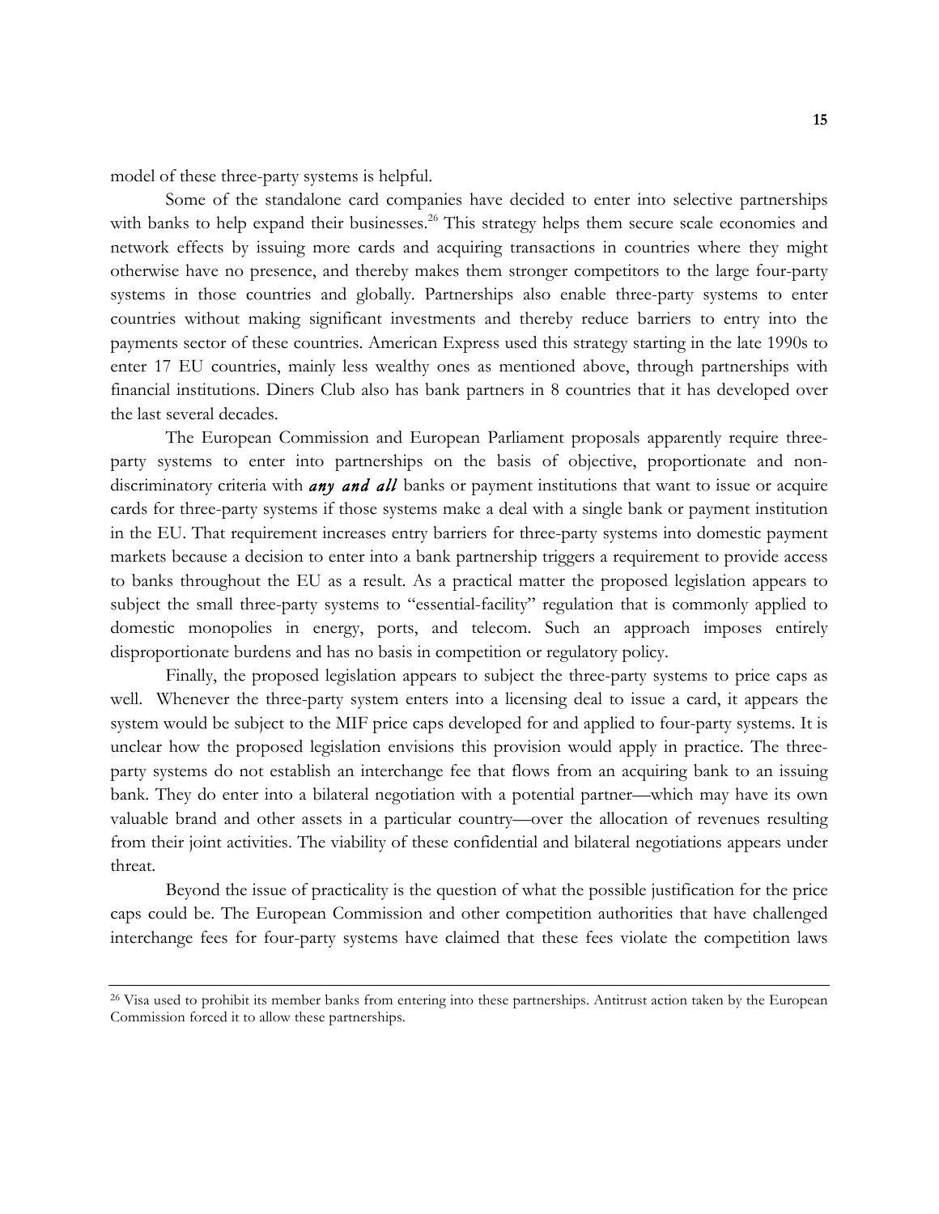model of these three-party systems is helpful.

Some of the standalone card companies have decided to enter into selective partnerships with banks to help expand their businesses.[26] This strategy helps them secure scale economies and network effects by issuing more cards and acquiring transactions in countries where they might otherwise have no presence, and thereby makes them stronger competitors to the large four-party systems in those countries and globally. Partnerships also enable three-party systems to enter countries without making significant investments and thereby reduce barriers to entry into the payments sector of these countries. American Express used this strategy starting in the late 1990s to enter 17 EU countries, mainly less wealthy ones as mentioned above, through partnerships with financial institutions. Diners Club also has bank partners in 8 countries that it has developed over the last several decades.

The European Commission and European Parliament proposals apparently require three-party systems to enter into partnerships on the basis of objective, proportionate and non-discriminatory criteria with ***any and all*** banks or payment institutions that want to issue or acquire cards for three-party systems if those systems make a deal with a single bank or payment institution in the EU. That requirement increases entry barriers for three-party systems into domestic payment markets because a decision to enter into a bank partnership triggers a requirement to provide access to banks throughout the EU as a result. As a practical matter the proposed legislation appears to subject the small three-party systems to "essential-facility" regulation that is commonly applied to domestic monopolies in energy, ports, and telecom. Such an approach imposes entirely disproportionate burdens and has no basis in competition or regulatory policy.

Finally, the proposed legislation appears to subject the three-party systems to price caps as well. Whenever the three-party system enters into a licensing deal to issue a card, it appears the system would be subject to the MIF price caps developed for and applied to four-party systems. It is unclear how the proposed legislation envisions this provision would apply in practice. The three-party systems do not establish an interchange fee that flows from an acquiring bank to an issuing bank. They do enter into a bilateral negotiation with a potential partner—which may have its own valuable brand and other assets in a particular country—over the allocation of revenues resulting from their joint activities. The viability of these confidential and bilateral negotiations appears under threat.

Beyond the issue of practicality is the question of what the possible justification for the price caps could be. The European Commission and other competition authorities that have challenged interchange fees for four-party systems have claimed that these fees violate the competition laws

[26] Visa used to prohibit its member banks from entering into these partnerships. Antitrust action taken by the European Commission forced it to allow these partnerships.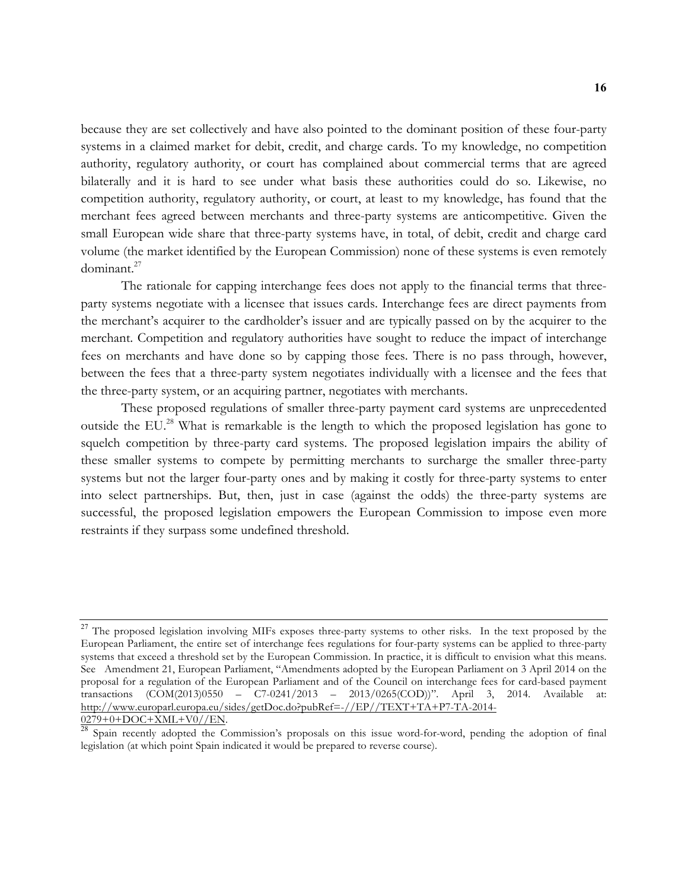because they are set collectively and have also pointed to the dominant position of these four-party systems in a claimed market for debit, credit, and charge cards. To my knowledge, no competition authority, regulatory authority, or court has complained about commercial terms that are agreed bilaterally and it is hard to see under what basis these authorities could do so. Likewise, no competition authority, regulatory authority, or court, at least to my knowledge, has found that the merchant fees agreed between merchants and three-party systems are anticompetitive. Given the small European wide share that three-party systems have, in total, of debit, credit and charge card volume (the market identified by the European Commission) none of these systems is even remotely dominant.[27]

The rationale for capping interchange fees does not apply to the financial terms that three-party systems negotiate with a licensee that issues cards. Interchange fees are direct payments from the merchant's acquirer to the cardholder's issuer and are typically passed on by the acquirer to the merchant. Competition and regulatory authorities have sought to reduce the impact of interchange fees on merchants and have done so by capping those fees. There is no pass through, however, between the fees that a three-party system negotiates individually with a licensee and the fees that the three-party system, or an acquiring partner, negotiates with merchants.

These proposed regulations of smaller three-party payment card systems are unprecedented outside the EU.[28] What is remarkable is the length to which the proposed legislation has gone to squelch competition by three-party card systems. The proposed legislation impairs the ability of these smaller systems to compete by permitting merchants to surcharge the smaller three-party systems but not the larger four-party ones and by making it costly for three-party systems to enter into select partnerships. But, then, just in case (against the odds) the three-party systems are successful, the proposed legislation empowers the European Commission to impose even more restraints if they surpass some undefined threshold.

---

[27] The proposed legislation involving MIFs exposes three-party systems to other risks. In the text proposed by the European Parliament, the entire set of interchange fees regulations for four-party systems can be applied to three-party systems that exceed a threshold set by the European Commission. In practice, it is difficult to envision what this means. See Amendment 21, European Parliament, "Amendments adopted by the European Parliament on 3 April 2014 on the proposal for a regulation of the European Parliament and of the Council on interchange fees for card-based payment transactions (COM(2013)0550 – C7-0241/2013 – 2013/0265(COD))". April 3, 2014. Available at: http://www.europarl.europa.eu/sides/getDoc.do?pubRef=-//EP//TEXT+TA+P7-TA-2014-0279+0+DOC+XML+V0//EN.

[28] Spain recently adopted the Commission's proposals on this issue word-for-word, pending the adoption of final legislation (at which point Spain indicated it would be prepared to reverse course).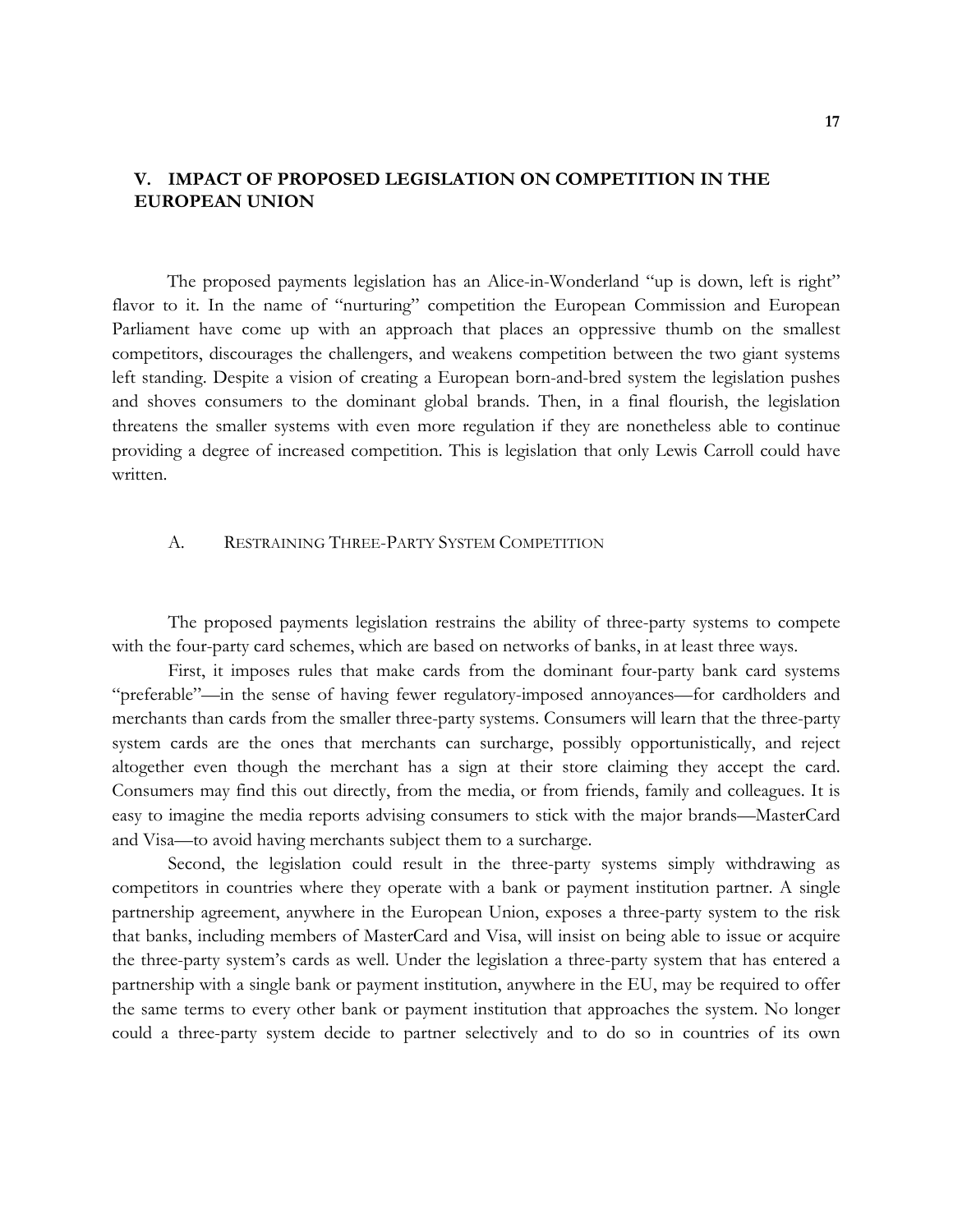## V. IMPACT OF PROPOSED LEGISLATION ON COMPETITION IN THE EUROPEAN UNION

The proposed payments legislation has an Alice-in-Wonderland "up is down, left is right" flavor to it. In the name of "nurturing" competition the European Commission and European Parliament have come up with an approach that places an oppressive thumb on the smallest competitors, discourages the challengers, and weakens competition between the two giant systems left standing. Despite a vision of creating a European born-and-bred system the legislation pushes and shoves consumers to the dominant global brands. Then, in a final flourish, the legislation threatens the smaller systems with even more regulation if they are nonetheless able to continue providing a degree of increased competition. This is legislation that only Lewis Carroll could have written.

### A. RESTRAINING THREE-PARTY SYSTEM COMPETITION

The proposed payments legislation restrains the ability of three-party systems to compete with the four-party card schemes, which are based on networks of banks, in at least three ways.

First, it imposes rules that make cards from the dominant four-party bank card systems "preferable"—in the sense of having fewer regulatory-imposed annoyances—for cardholders and merchants than cards from the smaller three-party systems. Consumers will learn that the three-party system cards are the ones that merchants can surcharge, possibly opportunistically, and reject altogether even though the merchant has a sign at their store claiming they accept the card. Consumers may find this out directly, from the media, or from friends, family and colleagues. It is easy to imagine the media reports advising consumers to stick with the major brands—MasterCard and Visa—to avoid having merchants subject them to a surcharge.

Second, the legislation could result in the three-party systems simply withdrawing as competitors in countries where they operate with a bank or payment institution partner. A single partnership agreement, anywhere in the European Union, exposes a three-party system to the risk that banks, including members of MasterCard and Visa, will insist on being able to issue or acquire the three-party system's cards as well. Under the legislation a three-party system that has entered a partnership with a single bank or payment institution, anywhere in the EU, may be required to offer the same terms to every other bank or payment institution that approaches the system. No longer could a three-party system decide to partner selectively and to do so in countries of its own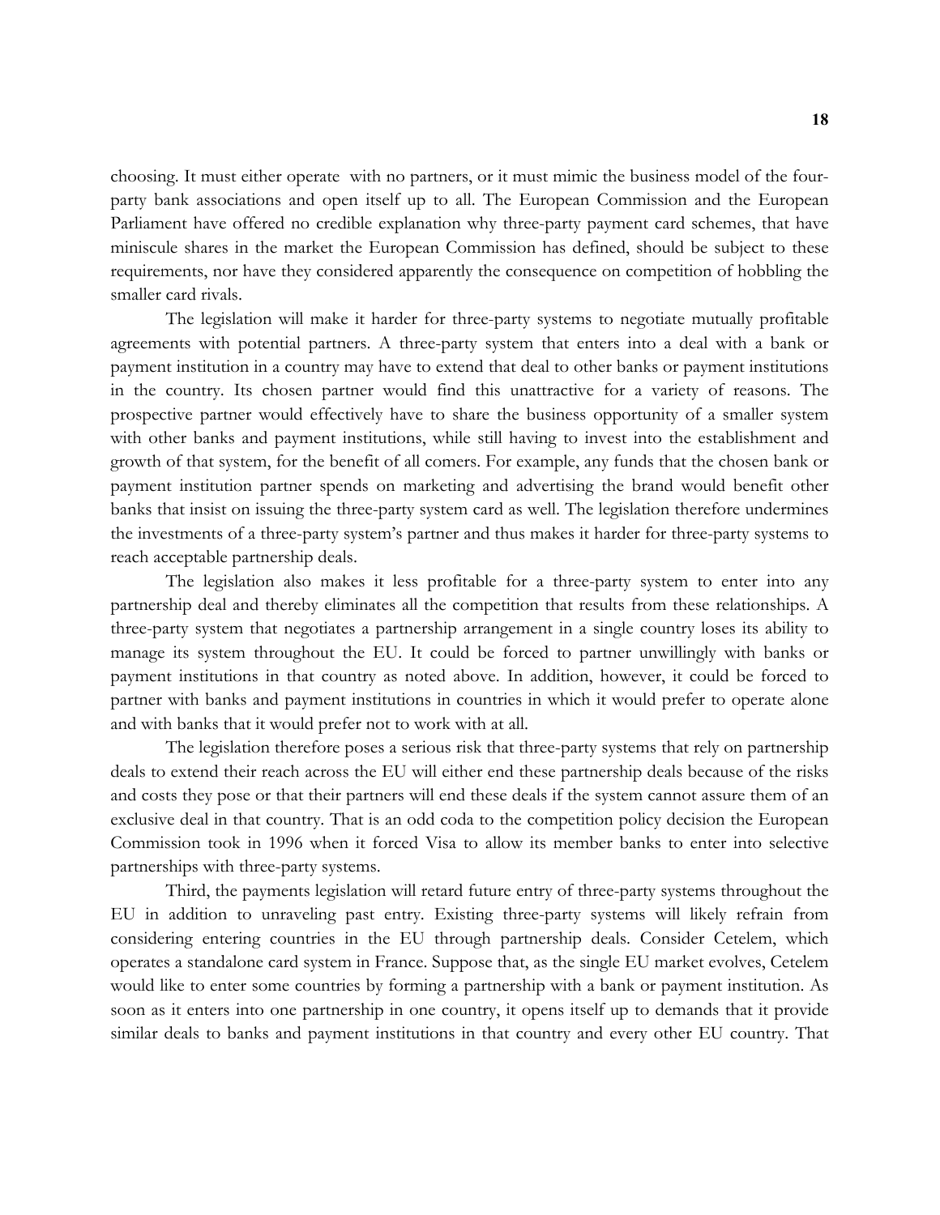choosing. It must either operate with no partners, or it must mimic the business model of the four-party bank associations and open itself up to all. The European Commission and the European Parliament have offered no credible explanation why three-party payment card schemes, that have miniscule shares in the market the European Commission has defined, should be subject to these requirements, nor have they considered apparently the consequence on competition of hobbling the smaller card rivals.

The legislation will make it harder for three-party systems to negotiate mutually profitable agreements with potential partners. A three-party system that enters into a deal with a bank or payment institution in a country may have to extend that deal to other banks or payment institutions in the country. Its chosen partner would find this unattractive for a variety of reasons. The prospective partner would effectively have to share the business opportunity of a smaller system with other banks and payment institutions, while still having to invest into the establishment and growth of that system, for the benefit of all comers. For example, any funds that the chosen bank or payment institution partner spends on marketing and advertising the brand would benefit other banks that insist on issuing the three-party system card as well. The legislation therefore undermines the investments of a three-party system's partner and thus makes it harder for three-party systems to reach acceptable partnership deals.

The legislation also makes it less profitable for a three-party system to enter into any partnership deal and thereby eliminates all the competition that results from these relationships. A three-party system that negotiates a partnership arrangement in a single country loses its ability to manage its system throughout the EU. It could be forced to partner unwillingly with banks or payment institutions in that country as noted above. In addition, however, it could be forced to partner with banks and payment institutions in countries in which it would prefer to operate alone and with banks that it would prefer not to work with at all.

The legislation therefore poses a serious risk that three-party systems that rely on partnership deals to extend their reach across the EU will either end these partnership deals because of the risks and costs they pose or that their partners will end these deals if the system cannot assure them of an exclusive deal in that country. That is an odd coda to the competition policy decision the European Commission took in 1996 when it forced Visa to allow its member banks to enter into selective partnerships with three-party systems.

Third, the payments legislation will retard future entry of three-party systems throughout the EU in addition to unraveling past entry. Existing three-party systems will likely refrain from considering entering countries in the EU through partnership deals. Consider Cetelem, which operates a standalone card system in France. Suppose that, as the single EU market evolves, Cetelem would like to enter some countries by forming a partnership with a bank or payment institution. As soon as it enters into one partnership in one country, it opens itself up to demands that it provide similar deals to banks and payment institutions in that country and every other EU country. That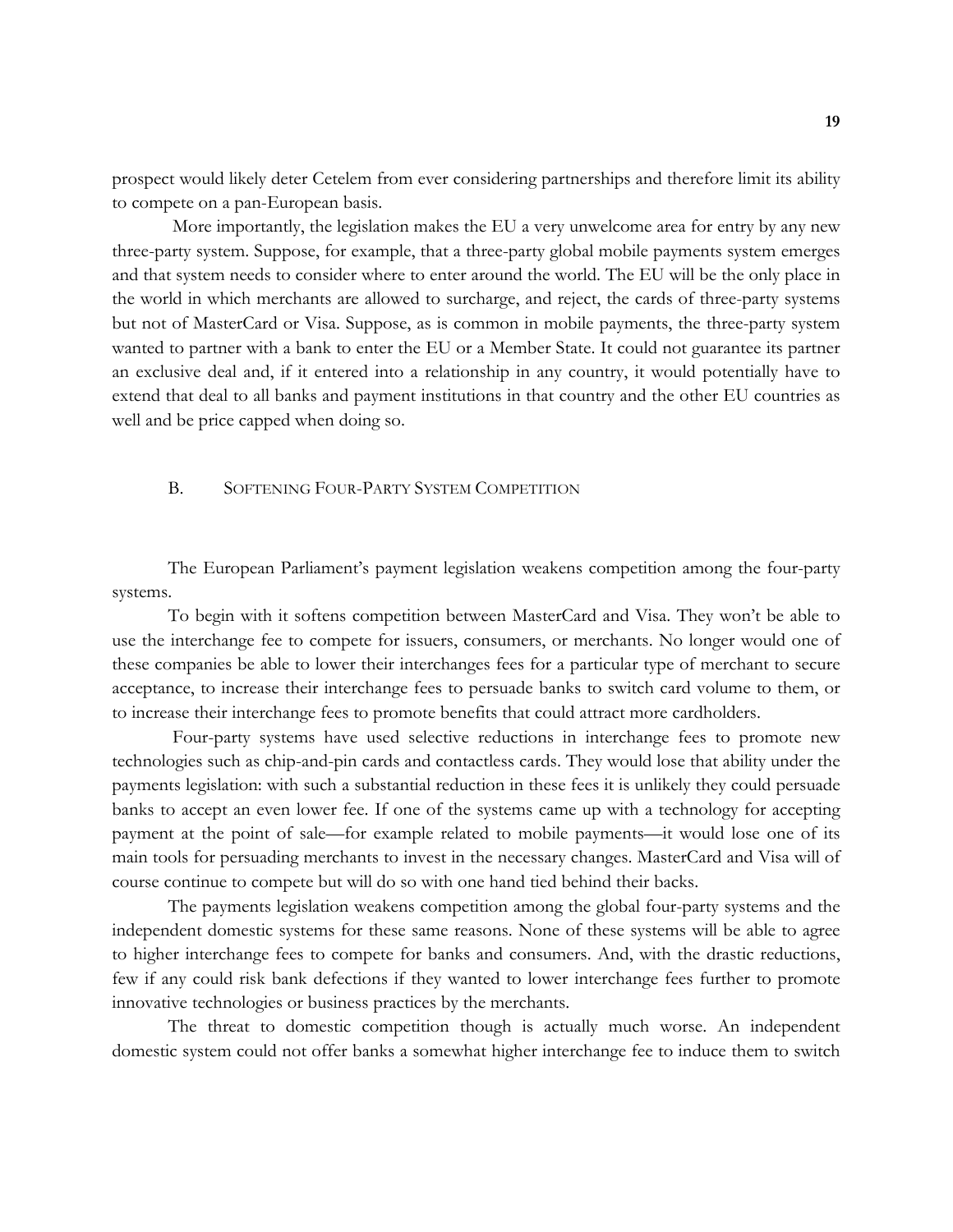prospect would likely deter Cetelem from ever considering partnerships and therefore limit its ability to compete on a pan-European basis.

More importantly, the legislation makes the EU a very unwelcome area for entry by any new three-party system. Suppose, for example, that a three-party global mobile payments system emerges and that system needs to consider where to enter around the world. The EU will be the only place in the world in which merchants are allowed to surcharge, and reject, the cards of three-party systems but not of MasterCard or Visa. Suppose, as is common in mobile payments, the three-party system wanted to partner with a bank to enter the EU or a Member State. It could not guarantee its partner an exclusive deal and, if it entered into a relationship in any country, it would potentially have to extend that deal to all banks and payment institutions in that country and the other EU countries as well and be price capped when doing so.

### B. Softening Four-Party System Competition

The European Parliament's payment legislation weakens competition among the four-party systems.

To begin with it softens competition between MasterCard and Visa. They won't be able to use the interchange fee to compete for issuers, consumers, or merchants. No longer would one of these companies be able to lower their interchanges fees for a particular type of merchant to secure acceptance, to increase their interchange fees to persuade banks to switch card volume to them, or to increase their interchange fees to promote benefits that could attract more cardholders.

Four-party systems have used selective reductions in interchange fees to promote new technologies such as chip-and-pin cards and contactless cards. They would lose that ability under the payments legislation: with such a substantial reduction in these fees it is unlikely they could persuade banks to accept an even lower fee. If one of the systems came up with a technology for accepting payment at the point of sale—for example related to mobile payments—it would lose one of its main tools for persuading merchants to invest in the necessary changes. MasterCard and Visa will of course continue to compete but will do so with one hand tied behind their backs.

The payments legislation weakens competition among the global four-party systems and the independent domestic systems for these same reasons. None of these systems will be able to agree to higher interchange fees to compete for banks and consumers. And, with the drastic reductions, few if any could risk bank defections if they wanted to lower interchange fees further to promote innovative technologies or business practices by the merchants.

The threat to domestic competition though is actually much worse. An independent domestic system could not offer banks a somewhat higher interchange fee to induce them to switch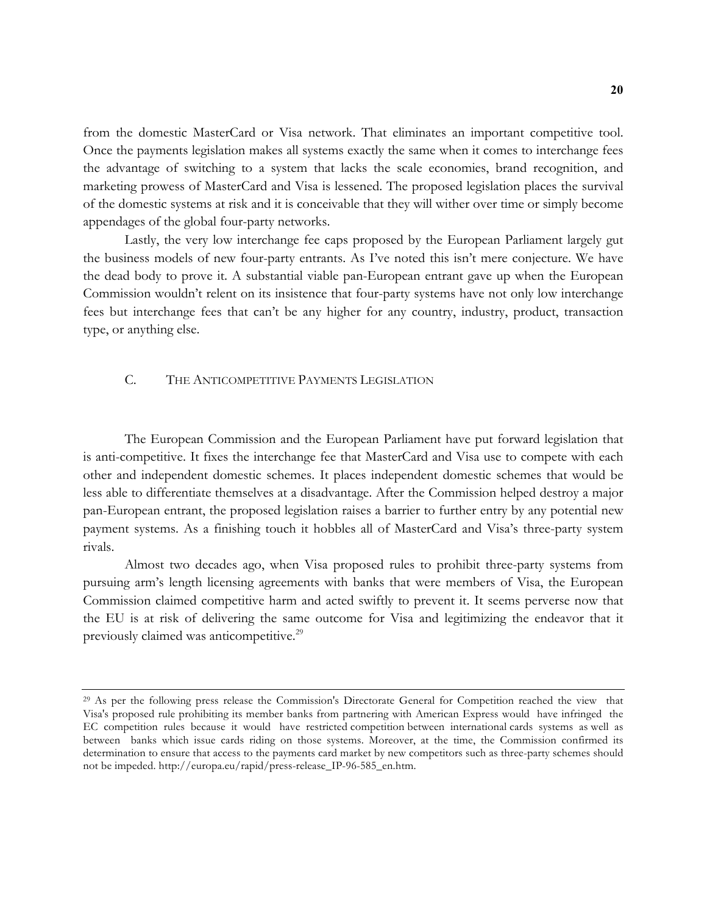from the domestic MasterCard or Visa network. That eliminates an important competitive tool. Once the payments legislation makes all systems exactly the same when it comes to interchange fees the advantage of switching to a system that lacks the scale economies, brand recognition, and marketing prowess of MasterCard and Visa is lessened. The proposed legislation places the survival of the domestic systems at risk and it is conceivable that they will wither over time or simply become appendages of the global four-party networks.

Lastly, the very low interchange fee caps proposed by the European Parliament largely gut the business models of new four-party entrants. As I've noted this isn't mere conjecture. We have the dead body to prove it. A substantial viable pan-European entrant gave up when the European Commission wouldn't relent on its insistence that four-party systems have not only low interchange fees but interchange fees that can't be any higher for any country, industry, product, transaction type, or anything else.

### C. The Anticompetitive Payments Legislation

The European Commission and the European Parliament have put forward legislation that is anti-competitive. It fixes the interchange fee that MasterCard and Visa use to compete with each other and independent domestic schemes. It places independent domestic schemes that would be less able to differentiate themselves at a disadvantage. After the Commission helped destroy a major pan-European entrant, the proposed legislation raises a barrier to further entry by any potential new payment systems. As a finishing touch it hobbles all of MasterCard and Visa's three-party system rivals.

Almost two decades ago, when Visa proposed rules to prohibit three-party systems from pursuing arm's length licensing agreements with banks that were members of Visa, the European Commission claimed competitive harm and acted swiftly to prevent it. It seems perverse now that the EU is at risk of delivering the same outcome for Visa and legitimizing the endeavor that it previously claimed was anticompetitive.[29]

---

[29] As per the following press release the Commission's Directorate General for Competition reached the view that Visa's proposed rule prohibiting its member banks from partnering with American Express would have infringed the EC competition rules because it would have restricted competition between international cards systems as well as between banks which issue cards riding on those systems. Moreover, at the time, the Commission confirmed its determination to ensure that access to the payments card market by new competitors such as three-party schemes should not be impeded. http://europa.eu/rapid/press-release_IP-96-585_en.htm.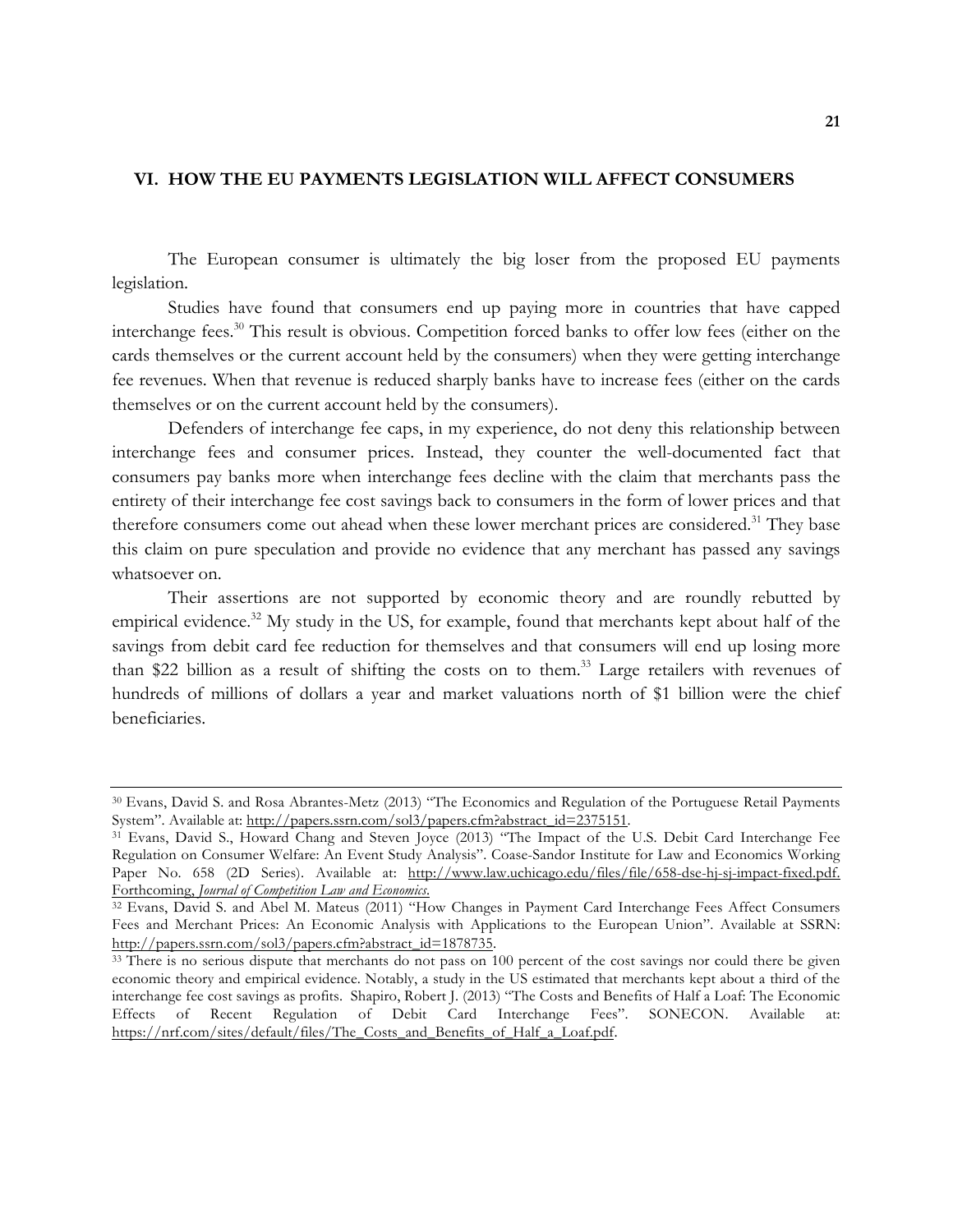## VI. HOW THE EU PAYMENTS LEGISLATION WILL AFFECT CONSUMERS

The European consumer is ultimately the big loser from the proposed EU payments legislation.

Studies have found that consumers end up paying more in countries that have capped interchange fees.[30] This result is obvious. Competition forced banks to offer low fees (either on the cards themselves or the current account held by the consumers) when they were getting interchange fee revenues. When that revenue is reduced sharply banks have to increase fees (either on the cards themselves or on the current account held by the consumers).

Defenders of interchange fee caps, in my experience, do not deny this relationship between interchange fees and consumer prices. Instead, they counter the well-documented fact that consumers pay banks more when interchange fees decline with the claim that merchants pass the entirety of their interchange fee cost savings back to consumers in the form of lower prices and that therefore consumers come out ahead when these lower merchant prices are considered.[31] They base this claim on pure speculation and provide no evidence that any merchant has passed any savings whatsoever on.

Their assertions are not supported by economic theory and are roundly rebutted by empirical evidence.[32] My study in the US, for example, found that merchants kept about half of the savings from debit card fee reduction for themselves and that consumers will end up losing more than $22 billion as a result of shifting the costs on to them.[33] Large retailers with revenues of hundreds of millions of dollars a year and market valuations north of $1 billion were the chief beneficiaries.

---

[30] Evans, David S. and Rosa Abrantes-Metz (2013) "The Economics and Regulation of the Portuguese Retail Payments System". Available at: http://papers.ssrn.com/sol3/papers.cfm?abstract_id=2375151.

[31] Evans, David S., Howard Chang and Steven Joyce (2013) "The Impact of the U.S. Debit Card Interchange Fee Regulation on Consumer Welfare: An Event Study Analysis". Coase-Sandor Institute for Law and Economics Working Paper No. 658 (2D Series). Available at: http://www.law.uchicago.edu/files/file/658-dse-hj-sj-impact-fixed.pdf. Forthcoming, *Journal of Competition Law and Economics*.

[32] Evans, David S. and Abel M. Mateus (2011) "How Changes in Payment Card Interchange Fees Affect Consumers Fees and Merchant Prices: An Economic Analysis with Applications to the European Union". Available at SSRN: http://papers.ssrn.com/sol3/papers.cfm?abstract_id=1878735.

[33] There is no serious dispute that merchants do not pass on 100 percent of the cost savings nor could there be given economic theory and empirical evidence. Notably, a study in the US estimated that merchants kept about a third of the interchange fee cost savings as profits. Shapiro, Robert J. (2013) "The Costs and Benefits of Half a Loaf: The Economic Effects of Recent Regulation of Debit Card Interchange Fees". SONECON. Available at: https://nrf.com/sites/default/files/The_Costs_and_Benefits_of_Half_a_Loaf.pdf.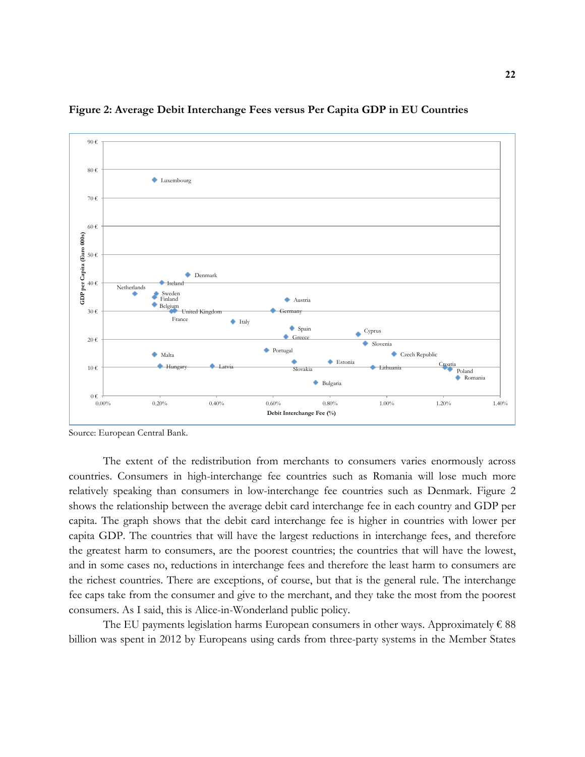**Figure 2: Average Debit Interchange Fees versus Per Capita GDP in EU Countries**

Source: European Central Bank.

The extent of the redistribution from merchants to consumers varies enormously across countries. Consumers in high-interchange fee countries such as Romania will lose much more relatively speaking than consumers in low-interchange fee countries such as Denmark. Figure 2 shows the relationship between the average debit card interchange fee in each country and GDP per capita. The graph shows that the debit card interchange fee is higher in countries with lower per capita GDP. The countries that will have the largest reductions in interchange fees, and therefore the greatest harm to consumers, are the poorest countries; the countries that will have the lowest, and in some cases no, reductions in interchange fees and therefore the least harm to consumers are the richest countries. There are exceptions, of course, but that is the general rule. The interchange fee caps take from the consumer and give to the merchant, and they take the most from the poorest consumers. As I said, this is Alice-in-Wonderland public policy.

The EU payments legislation harms European consumers in other ways. Approximately € 88 billion was spent in 2012 by Europeans using cards from three-party systems in the Member States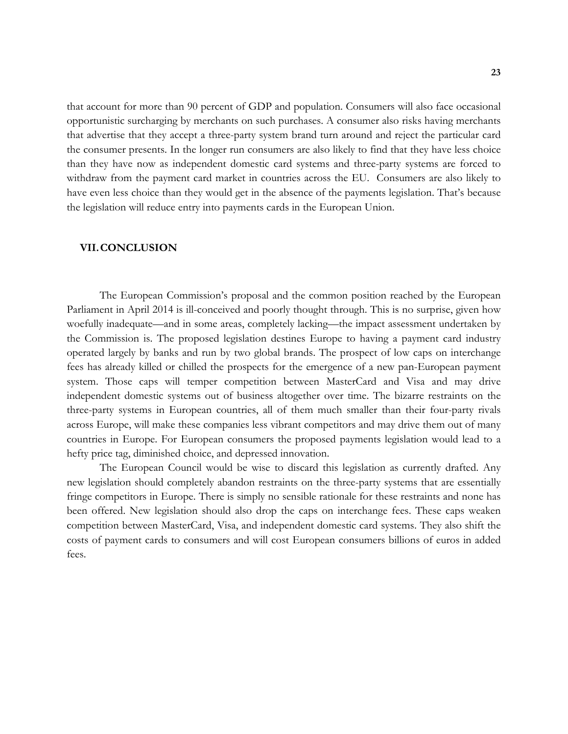that account for more than 90 percent of GDP and population. Consumers will also face occasional opportunistic surcharging by merchants on such purchases. A consumer also risks having merchants that advertise that they accept a three-party system brand turn around and reject the particular card the consumer presents. In the longer run consumers are also likely to find that they have less choice than they have now as independent domestic card systems and three-party systems are forced to withdraw from the payment card market in countries across the EU. Consumers are also likely to have even less choice than they would get in the absence of the payments legislation. That's because the legislation will reduce entry into payments cards in the European Union.

## VII. CONCLUSION

The European Commission's proposal and the common position reached by the European Parliament in April 2014 is ill-conceived and poorly thought through. This is no surprise, given how woefully inadequate—and in some areas, completely lacking—the impact assessment undertaken by the Commission is. The proposed legislation destines Europe to having a payment card industry operated largely by banks and run by two global brands. The prospect of low caps on interchange fees has already killed or chilled the prospects for the emergence of a new pan-European payment system. Those caps will temper competition between MasterCard and Visa and may drive independent domestic systems out of business altogether over time. The bizarre restraints on the three-party systems in European countries, all of them much smaller than their four-party rivals across Europe, will make these companies less vibrant competitors and may drive them out of many countries in Europe. For European consumers the proposed payments legislation would lead to a hefty price tag, diminished choice, and depressed innovation.

The European Council would be wise to discard this legislation as currently drafted. Any new legislation should completely abandon restraints on the three-party systems that are essentially fringe competitors in Europe. There is simply no sensible rationale for these restraints and none has been offered. New legislation should also drop the caps on interchange fees. These caps weaken competition between MasterCard, Visa, and independent domestic card systems. They also shift the costs of payment cards to consumers and will cost European consumers billions of euros in added fees.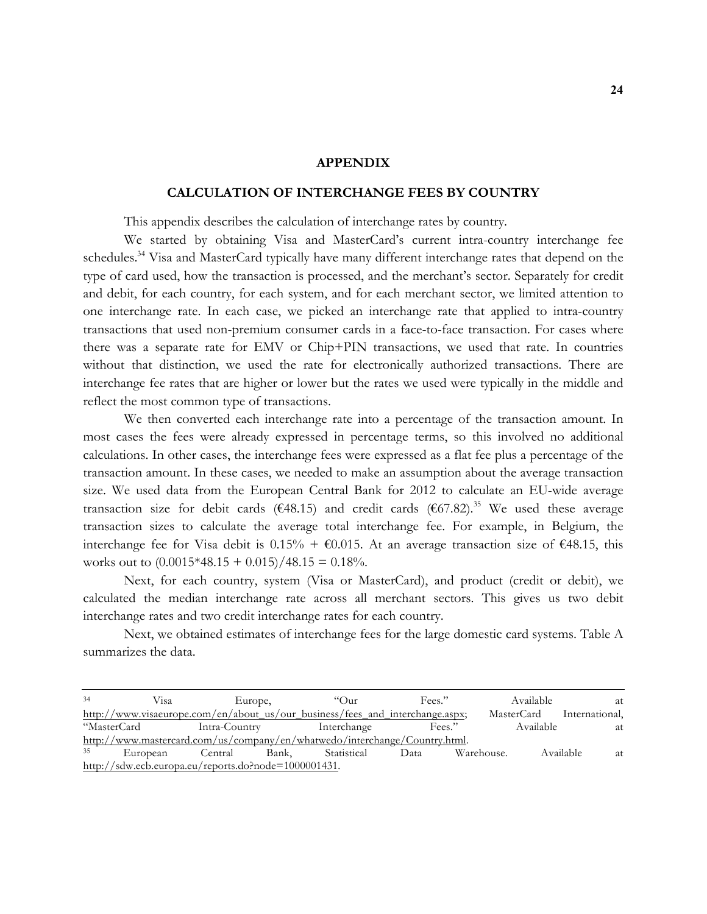# APPENDIX

## CALCULATION OF INTERCHANGE FEES BY COUNTRY

This appendix describes the calculation of interchange rates by country.

We started by obtaining Visa and MasterCard's current intra-country interchange fee schedules.[34] Visa and MasterCard typically have many different interchange rates that depend on the type of card used, how the transaction is processed, and the merchant's sector. Separately for credit and debit, for each country, for each system, and for each merchant sector, we limited attention to one interchange rate. In each case, we picked an interchange rate that applied to intra-country transactions that used non-premium consumer cards in a face-to-face transaction. For cases where there was a separate rate for EMV or Chip+PIN transactions, we used that rate. In countries without that distinction, we used the rate for electronically authorized transactions. There are interchange fee rates that are higher or lower but the rates we used were typically in the middle and reflect the most common type of transactions.

We then converted each interchange rate into a percentage of the transaction amount. In most cases the fees were already expressed in percentage terms, so this involved no additional calculations. In other cases, the interchange fees were expressed as a flat fee plus a percentage of the transaction amount. In these cases, we needed to make an assumption about the average transaction size. We used data from the European Central Bank for 2012 to calculate an EU-wide average transaction size for debit cards (€48.15) and credit cards (€67.82).[35] We used these average transaction sizes to calculate the average total interchange fee. For example, in Belgium, the interchange fee for Visa debit is 0.15% + €0.015. At an average transaction size of €48.15, this works out to (0.0015*48.15 + 0.015)/48.15 = 0.18%.

Next, for each country, system (Visa or MasterCard), and product (credit or debit), we calculated the median interchange rate across all merchant sectors. This gives us two debit interchange rates and two credit interchange rates for each country.

Next, we obtained estimates of interchange fees for the large domestic card systems. Table A summarizes the data.

---

[34] Visa Europe, "Our Fees." Available at http://www.visaeurope.com/en/about_us/our_business/fees_and_interchange.aspx; MasterCard International, "MasterCard Intra-Country Interchange Fees." Available at http://www.mastercard.com/us/company/en/whatwedo/interchange/Country.html.

[35] European Central Bank, Statistical Data Warehouse. Available at http://sdw.ecb.europa.eu/reports.do?node=1000001431.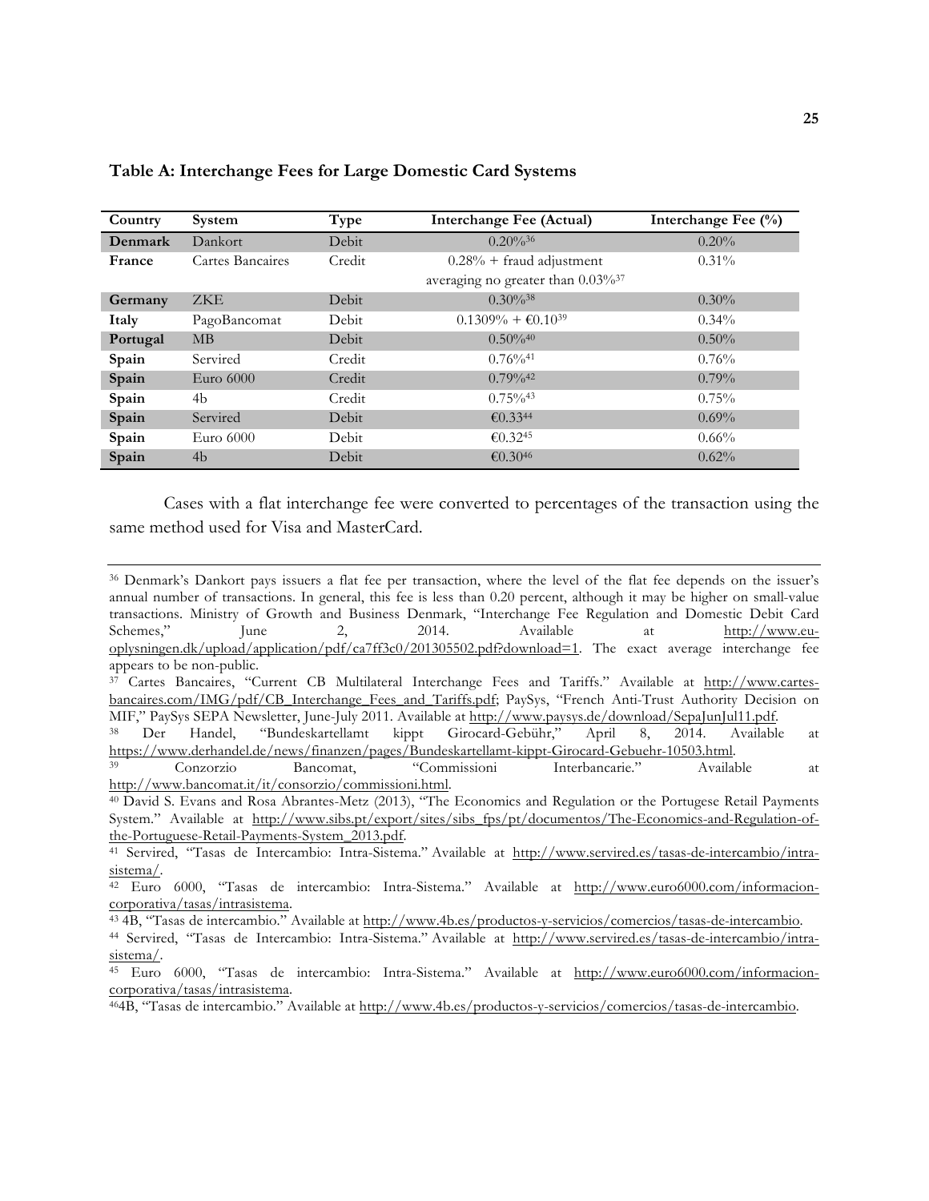**Table A: Interchange Fees for Large Domestic Card Systems**

| Country | System | Type | Interchange Fee (Actual) | Interchange Fee (%) |
|---|---|---|---|---|
| **Denmark** | Dankort | Debit | 0.20%[36] | 0.20% |
| **France** | Cartes Bancaires | Credit | 0.28% + fraud adjustment averaging no greater than 0.03%[37] | 0.31% |
| **Germany** | ZKE | Debit | 0.30%[38] | 0.30% |
| **Italy** | PagoBancomat | Debit | 0.1309% + €0.10[39] | 0.34% |
| **Portugal** | MB | Debit | 0.50%[40] | 0.50% |
| **Spain** | Servired | Credit | 0.76%[41] | 0.76% |
| **Spain** | Euro 6000 | Credit | 0.79%[42] | 0.79% |
| **Spain** | 4b | Credit | 0.75%[43] | 0.75% |
| **Spain** | Servired | Debit | €0.33[44] | 0.69% |
| **Spain** | Euro 6000 | Debit | €0.32[45] | 0.66% |
| **Spain** | 4b | Debit | €0.30[46] | 0.62% |

Cases with a flat interchange fee were converted to percentages of the transaction using the same method used for Visa and MasterCard.

---

[36] Denmark's Dankort pays issuers a flat fee per transaction, where the level of the flat fee depends on the issuer's annual number of transactions. In general, this fee is less than 0.20 percent, although it may be higher on small-value transactions. Ministry of Growth and Business Denmark, "Interchange Fee Regulation and Domestic Debit Card Schemes," June 2, 2014. Available at http://www.eu-oplysningen.dk/upload/application/pdf/ca7ff3c0/201305502.pdf?download=1. The exact average interchange fee appears to be non-public.

[37] Cartes Bancaires, "Current CB Multilateral Interchange Fees and Tariffs." Available at http://www.cartes-bancaires.com/IMG/pdf/CB_Interchange_Fees_and_Tariffs.pdf; PaySys, "French Anti-Trust Authority Decision on MIF," PaySys SEPA Newsletter, June-July 2011. Available at http://www.paysys.de/download/SepaJunJul11.pdf.

[38] Der Handel, "Bundeskartellamt kippt Girocard-Gebühr," April 8, 2014. Available at https://www.derhandel.de/news/finanzen/pages/Bundeskartellamt-kippt-Girocard-Gebuehr-10503.html.

[39] Conzorzio Bancomat, "Commissioni Interbancarie." Available at http://www.bancomat.it/it/consorzio/commissioni.html.

[40] David S. Evans and Rosa Abrantes-Metz (2013), "The Economics and Regulation or the Portugese Retail Payments System." Available at http://www.sibs.pt/export/sites/sibs_fps/pt/documentos/The-Economics-and-Regulation-of-the-Portuguese-Retail-Payments-System_2013.pdf.

[41] Servired, "Tasas de Intercambio: Intra-Sistema." Available at http://www.servired.es/tasas-de-intercambio/intra-sistema/.

[42] Euro 6000, "Tasas de intercambio: Intra-Sistema." Available at http://www.euro6000.com/informacion-corporativa/tasas/intrasistema.

[43] 4B, "Tasas de intercambio." Available at http://www.4b.es/productos-y-servicios/comercios/tasas-de-intercambio.

[44] Servired, "Tasas de Intercambio: Intra-Sistema." Available at http://www.servired.es/tasas-de-intercambio/intra-sistema/.

[45] Euro 6000, "Tasas de intercambio: Intra-Sistema." Available at http://www.euro6000.com/informacion-corporativa/tasas/intrasistema.

[46] 4B, "Tasas de intercambio." Available at http://www.4b.es/productos-y-servicios/comercios/tasas-de-intercambio.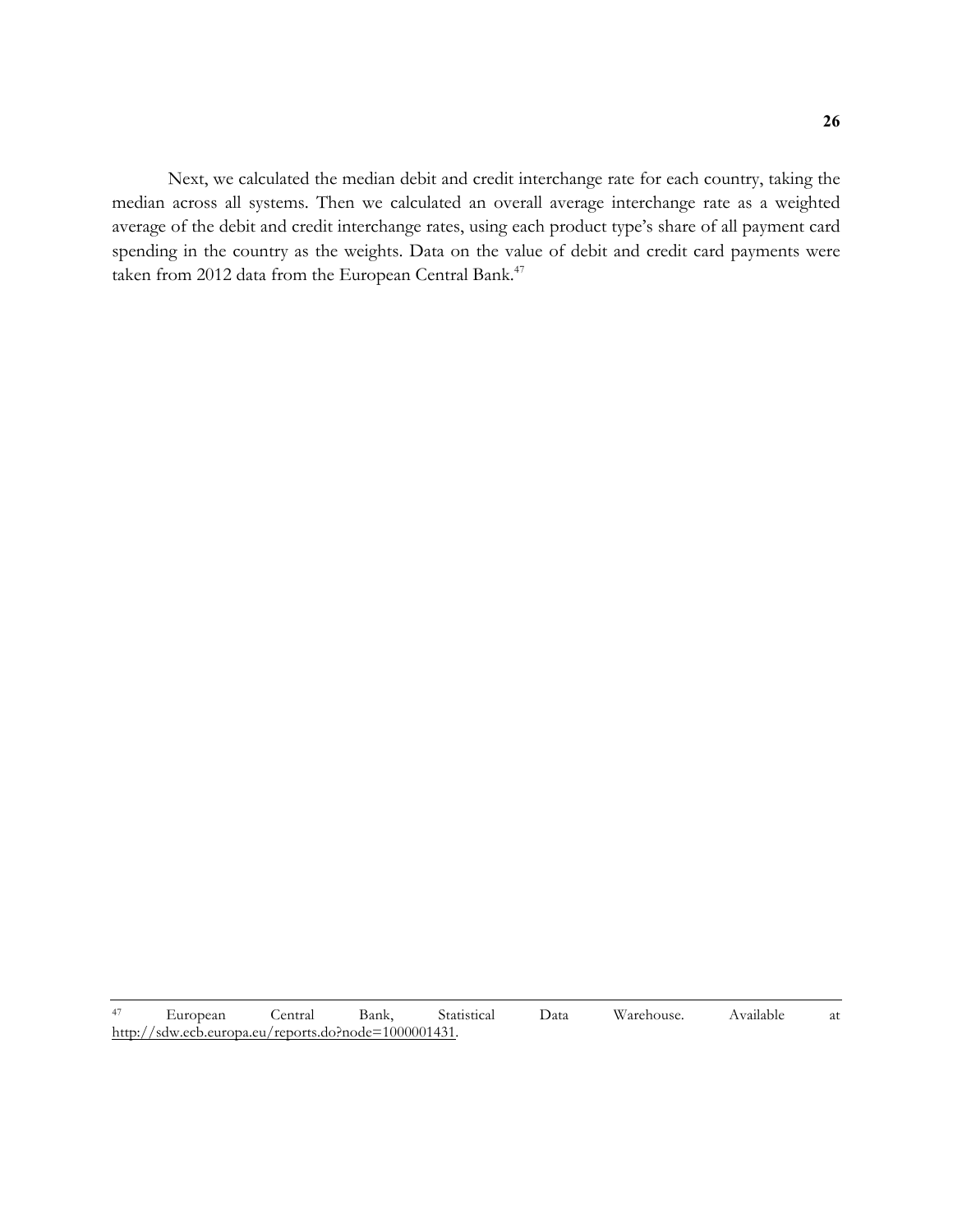Next, we calculated the median debit and credit interchange rate for each country, taking the median across all systems. Then we calculated an overall average interchange rate as a weighted average of the debit and credit interchange rates, using each product type's share of all payment card spending in the country as the weights. Data on the value of debit and credit card payments were taken from 2012 data from the European Central Bank.[47]

---

[47] European Central Bank, Statistical Data Warehouse. Available at http://sdw.ecb.europa.eu/reports.do?node=1000001431.